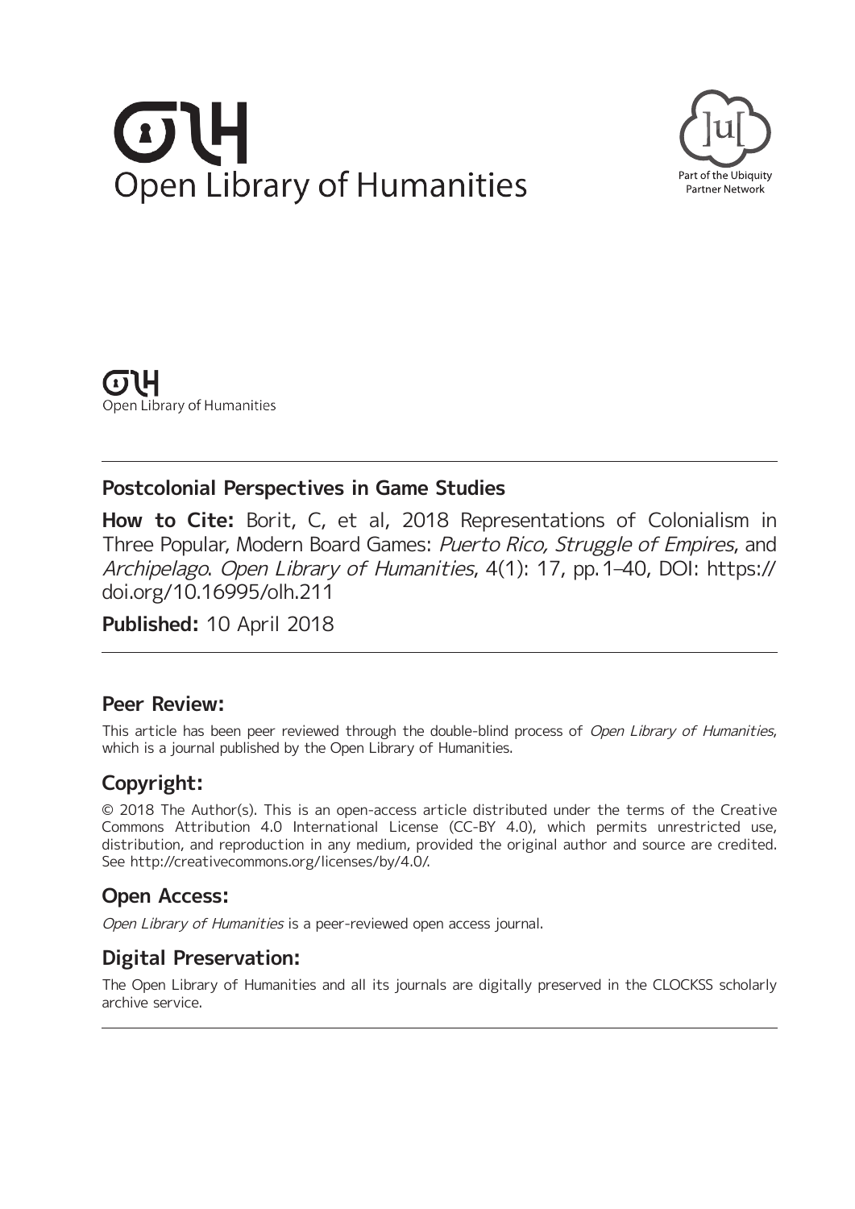Open Library of Humanities

Part of the Ubiquity Partner Network

Open Library of Humanities

## Postcolonial Perspectives in Game Studies

**How to Cite:** Borit, C, et al, 2018 Representations of Colonialism in Three Popular, Modern Board Games: *Puerto Rico, Struggle of Empires*, and *Archipelago*. *Open Library of Humanities*, 4(1): 17, pp. 1–40, DOI: https://doi.org/10.16995/olh.211

**Published:** 10 April 2018

## Peer Review:

This article has been peer reviewed through the double-blind process of *Open Library of Humanities*, which is a journal published by the Open Library of Humanities.

## Copyright:

© 2018 The Author(s). This is an open-access article distributed under the terms of the Creative Commons Attribution 4.0 International License (CC-BY 4.0), which permits unrestricted use, distribution, and reproduction in any medium, provided the original author and source are credited. See http://creativecommons.org/licenses/by/4.0/.

## Open Access:

*Open Library of Humanities* is a peer-reviewed open access journal.

## Digital Preservation:

The Open Library of Humanities and all its journals are digitally preserved in the CLOCKSS scholarly archive service.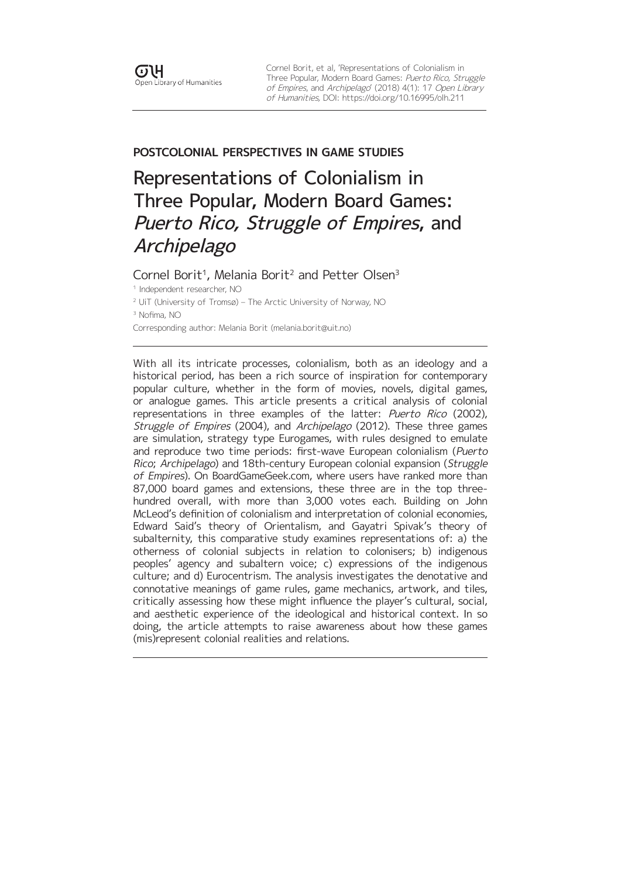Cornel Borit, et al, 'Representations of Colonialism in Three Popular, Modern Board Games: *Puerto Rico, Struggle of Empires*, and *Archipelago*' (2018) 4(1): 17 *Open Library of Humanities*, DOI: https://doi.org/10.16995/olh.211

**POSTCOLONIAL PERSPECTIVES IN GAME STUDIES**

# Representations of Colonialism in Three Popular, Modern Board Games: *Puerto Rico, Struggle of Empires*, and *Archipelago*

Cornel Borit[1], Melania Borit[2] and Petter Olsen[3]

[1] Independent researcher, NO

[2] UiT (University of Tromsø) – The Arctic University of Norway, NO

[3] Nofima, NO

Corresponding author: Melania Borit (melania.borit@uit.no)

With all its intricate processes, colonialism, both as an ideology and a historical period, has been a rich source of inspiration for contemporary popular culture, whether in the form of movies, novels, digital games, or analogue games. This article presents a critical analysis of colonial representations in three examples of the latter: *Puerto Rico* (2002), *Struggle of Empires* (2004), and *Archipelago* (2012). These three games are simulation, strategy type Eurogames, with rules designed to emulate and reproduce two time periods: first-wave European colonialism (*Puerto Rico*; *Archipelago*) and 18th-century European colonial expansion (*Struggle of Empires*). On BoardGameGeek.com, where users have ranked more than 87,000 board games and extensions, these three are in the top three-hundred overall, with more than 3,000 votes each. Building on John McLeod's definition of colonialism and interpretation of colonial economies, Edward Said's theory of Orientalism, and Gayatri Spivak's theory of subalternity, this comparative study examines representations of: a) the otherness of colonial subjects in relation to colonisers; b) indigenous peoples' agency and subaltern voice; c) expressions of the indigenous culture; and d) Eurocentrism. The analysis investigates the denotative and connotative meanings of game rules, game mechanics, artwork, and tiles, critically assessing how these might influence the player's cultural, social, and aesthetic experience of the ideological and historical context. In so doing, the article attempts to raise awareness about how these games (mis)represent colonial realities and relations.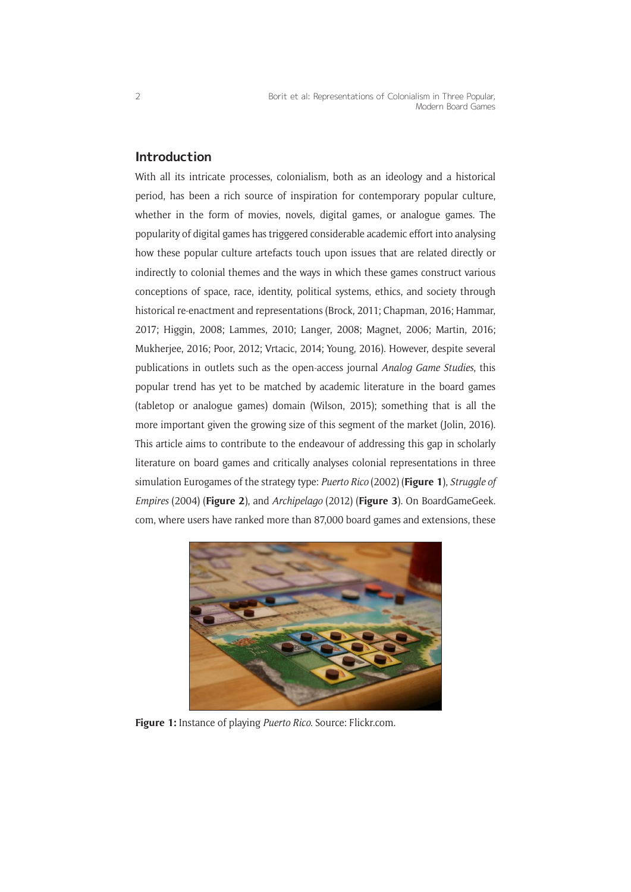## Introduction

With all its intricate processes, colonialism, both as an ideology and a historical period, has been a rich source of inspiration for contemporary popular culture, whether in the form of movies, novels, digital games, or analogue games. The popularity of digital games has triggered considerable academic effort into analysing how these popular culture artefacts touch upon issues that are related directly or indirectly to colonial themes and the ways in which these games construct various conceptions of space, race, identity, political systems, ethics, and society through historical re-enactment and representations (Brock, 2011; Chapman, 2016; Hammar, 2017; Higgin, 2008; Lammes, 2010; Langer, 2008; Magnet, 2006; Martin, 2016; Mukherjee, 2016; Poor, 2012; Vrtacic, 2014; Young, 2016). However, despite several publications in outlets such as the open-access journal *Analog Game Studies*, this popular trend has yet to be matched by academic literature in the board games (tabletop or analogue games) domain (Wilson, 2015); something that is all the more important given the growing size of this segment of the market (Jolin, 2016). This article aims to contribute to the endeavour of addressing this gap in scholarly literature on board games and critically analyses colonial representations in three simulation Eurogames of the strategy type: *Puerto Rico* (2002) (**Figure 1**), *Struggle of Empires* (2004) (**Figure 2**), and *Archipelago* (2012) (**Figure 3**). On BoardGameGeek.com, where users have ranked more than 87,000 board games and extensions, these

**Figure 1:** Instance of playing *Puerto Rico*. Source: Flickr.com.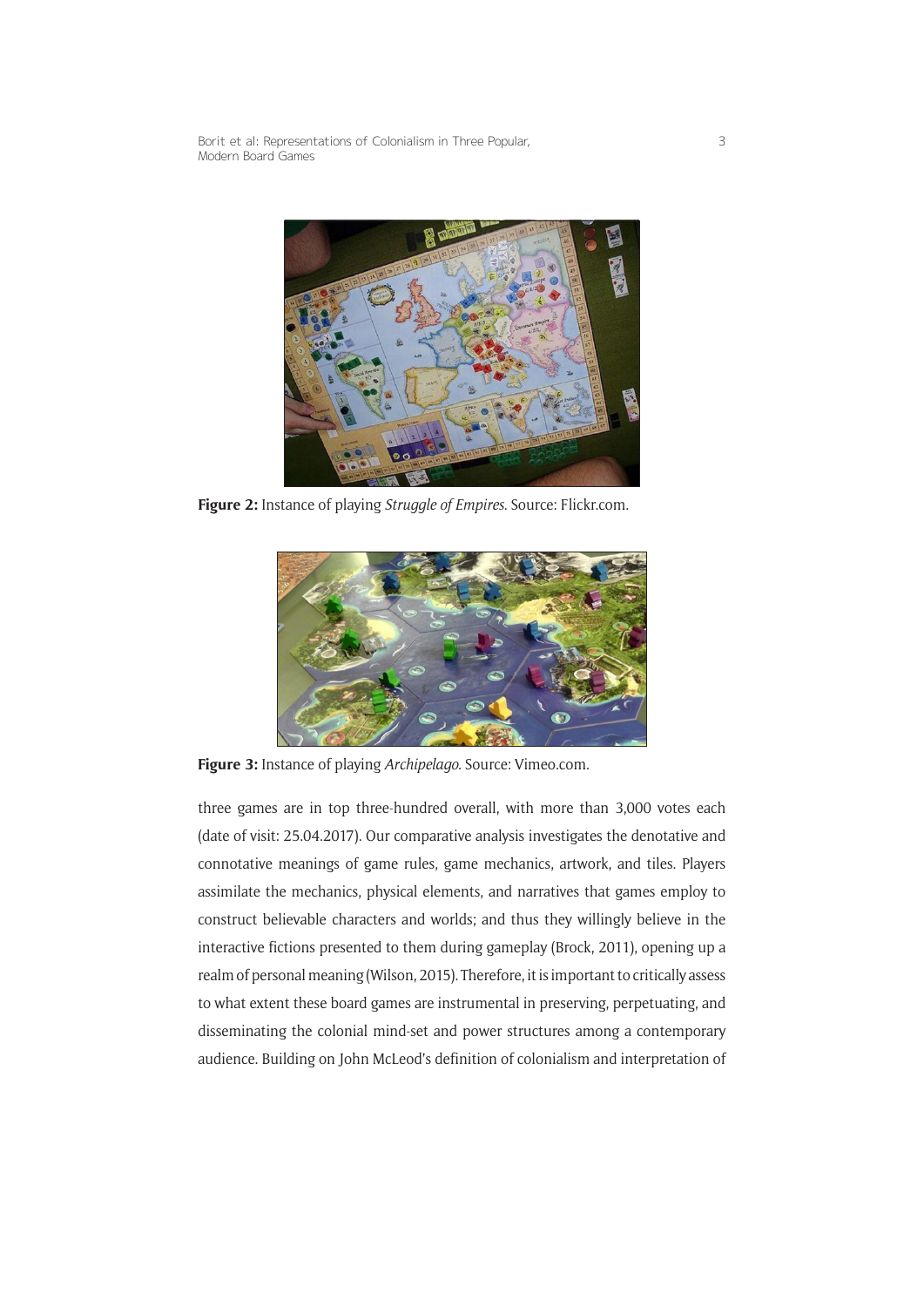**Figure 2:** Instance of playing *Struggle of Empires*. Source: Flickr.com.

**Figure 3:** Instance of playing *Archipelago*. Source: Vimeo.com.

three games are in top three-hundred overall, with more than 3,000 votes each (date of visit: 25.04.2017). Our comparative analysis investigates the denotative and connotative meanings of game rules, game mechanics, artwork, and tiles. Players assimilate the mechanics, physical elements, and narratives that games employ to construct believable characters and worlds; and thus they willingly believe in the interactive fictions presented to them during gameplay (Brock, 2011), opening up a realm of personal meaning (Wilson, 2015). Therefore, it is important to critically assess to what extent these board games are instrumental in preserving, perpetuating, and disseminating the colonial mind-set and power structures among a contemporary audience. Building on John McLeod's definition of colonialism and interpretation of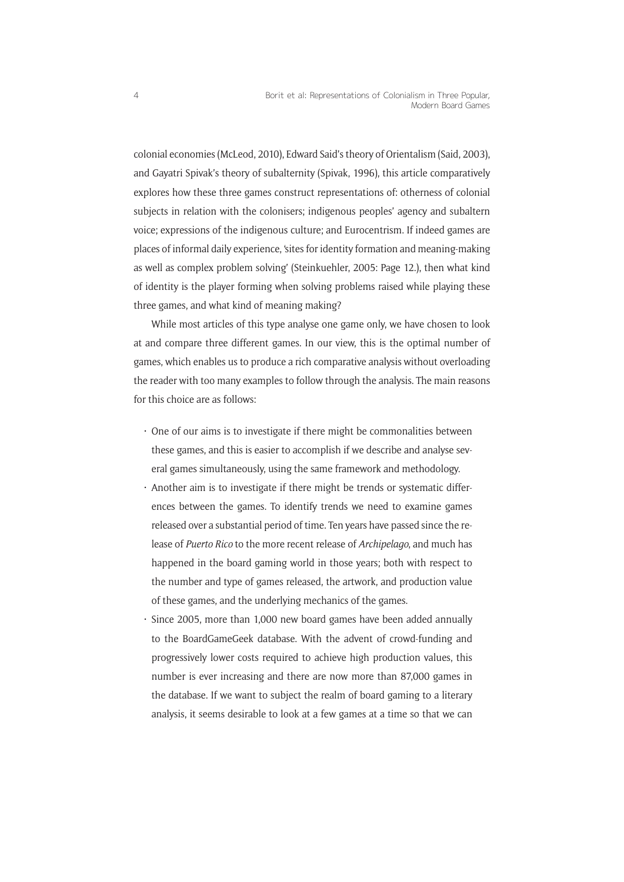colonial economies (McLeod, 2010), Edward Said's theory of Orientalism (Said, 2003), and Gayatri Spivak's theory of subalternity (Spivak, 1996), this article comparatively explores how these three games construct representations of: otherness of colonial subjects in relation with the colonisers; indigenous peoples' agency and subaltern voice; expressions of the indigenous culture; and Eurocentrism. If indeed games are places of informal daily experience, 'sites for identity formation and meaning-making as well as complex problem solving' (Steinkuehler, 2005: Page 12.), then what kind of identity is the player forming when solving problems raised while playing these three games, and what kind of meaning making?

While most articles of this type analyse one game only, we have chosen to look at and compare three different games. In our view, this is the optimal number of games, which enables us to produce a rich comparative analysis without overloading the reader with too many examples to follow through the analysis. The main reasons for this choice are as follows:

- One of our aims is to investigate if there might be commonalities between these games, and this is easier to accomplish if we describe and analyse several games simultaneously, using the same framework and methodology.
- Another aim is to investigate if there might be trends or systematic differences between the games. To identify trends we need to examine games released over a substantial period of time. Ten years have passed since the release of *Puerto Rico* to the more recent release of *Archipelago*, and much has happened in the board gaming world in those years; both with respect to the number and type of games released, the artwork, and production value of these games, and the underlying mechanics of the games.
- Since 2005, more than 1,000 new board games have been added annually to the BoardGameGeek database. With the advent of crowd-funding and progressively lower costs required to achieve high production values, this number is ever increasing and there are now more than 87,000 games in the database. If we want to subject the realm of board gaming to a literary analysis, it seems desirable to look at a few games at a time so that we can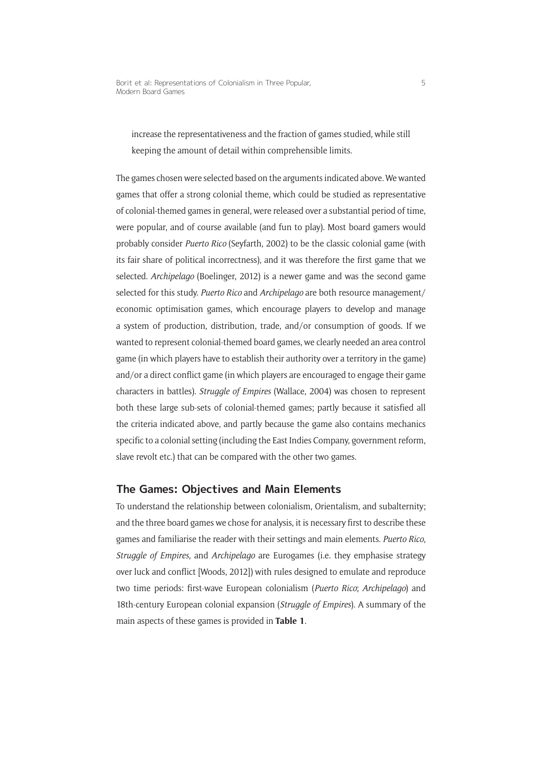increase the representativeness and the fraction of games studied, while still keeping the amount of detail within comprehensible limits.

The games chosen were selected based on the arguments indicated above. We wanted games that offer a strong colonial theme, which could be studied as representative of colonial-themed games in general, were released over a substantial period of time, were popular, and of course available (and fun to play). Most board gamers would probably consider *Puerto Rico* (Seyfarth, 2002) to be the classic colonial game (with its fair share of political incorrectness), and it was therefore the first game that we selected. *Archipelago* (Boelinger, 2012) is a newer game and was the second game selected for this study. *Puerto Rico* and *Archipelago* are both resource management/economic optimisation games, which encourage players to develop and manage a system of production, distribution, trade, and/or consumption of goods. If we wanted to represent colonial-themed board games, we clearly needed an area control game (in which players have to establish their authority over a territory in the game) and/or a direct conflict game (in which players are encouraged to engage their game characters in battles). *Struggle of Empires* (Wallace, 2004) was chosen to represent both these large sub-sets of colonial-themed games; partly because it satisfied all the criteria indicated above, and partly because the game also contains mechanics specific to a colonial setting (including the East Indies Company, government reform, slave revolt etc.) that can be compared with the other two games.

## The Games: Objectives and Main Elements

To understand the relationship between colonialism, Orientalism, and subalternity; and the three board games we chose for analysis, it is necessary first to describe these games and familiarise the reader with their settings and main elements. *Puerto Rico*, *Struggle of Empires*, and *Archipelago* are Eurogames (i.e. they emphasise strategy over luck and conflict [Woods, 2012]) with rules designed to emulate and reproduce two time periods: first-wave European colonialism (*Puerto Rico*; *Archipelago*) and 18th-century European colonial expansion (*Struggle of Empires*). A summary of the main aspects of these games is provided in **Table 1**.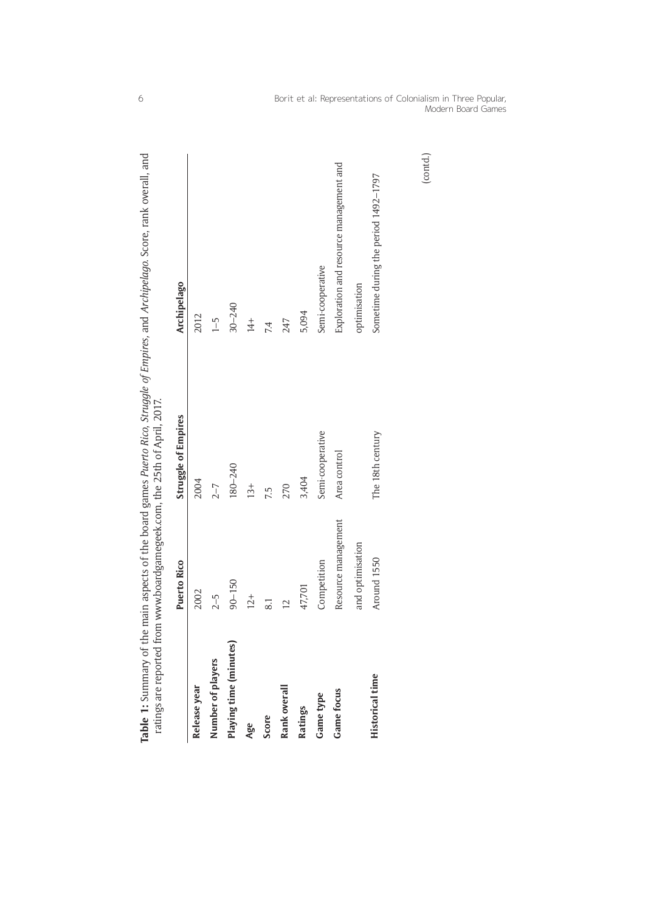**Table 1:** Summary of the main aspects of the board games *Puerto Rico*, *Struggle of Empires*, and *Archipelago*. Score, rank overall, and ratings are reported from www.boardgamegeek.com, the 25th of April, 2017.

| | **Puerto Rico** | **Struggle of Empires** | **Archipelago** |
|---|---|---|---|
| **Release year** | 2002 | 2004 | 2012 |
| **Number of players** | 2–5 | 2–7 | 1–5 |
| **Playing time (minutes)** | 90–150 | 180–240 | 30–240 |
| **Age** | 12+ | 13+ | 14+ |
| **Score** | 8.1 | 7.5 | 7.4 |
| **Rank overall** | 12 | 270 | 247 |
| **Ratings** | 47,701 | 3,404 | 5,094 |
| **Game type** | Competition | Semi-cooperative | Semi-cooperative |
| **Game focus** | Resource management and optimisation | Area control | Exploration and resource management and optimisation |
| **Historical time** | Around 1550 | The 18th century | Sometime during the period 1492–1797 |

(contd.)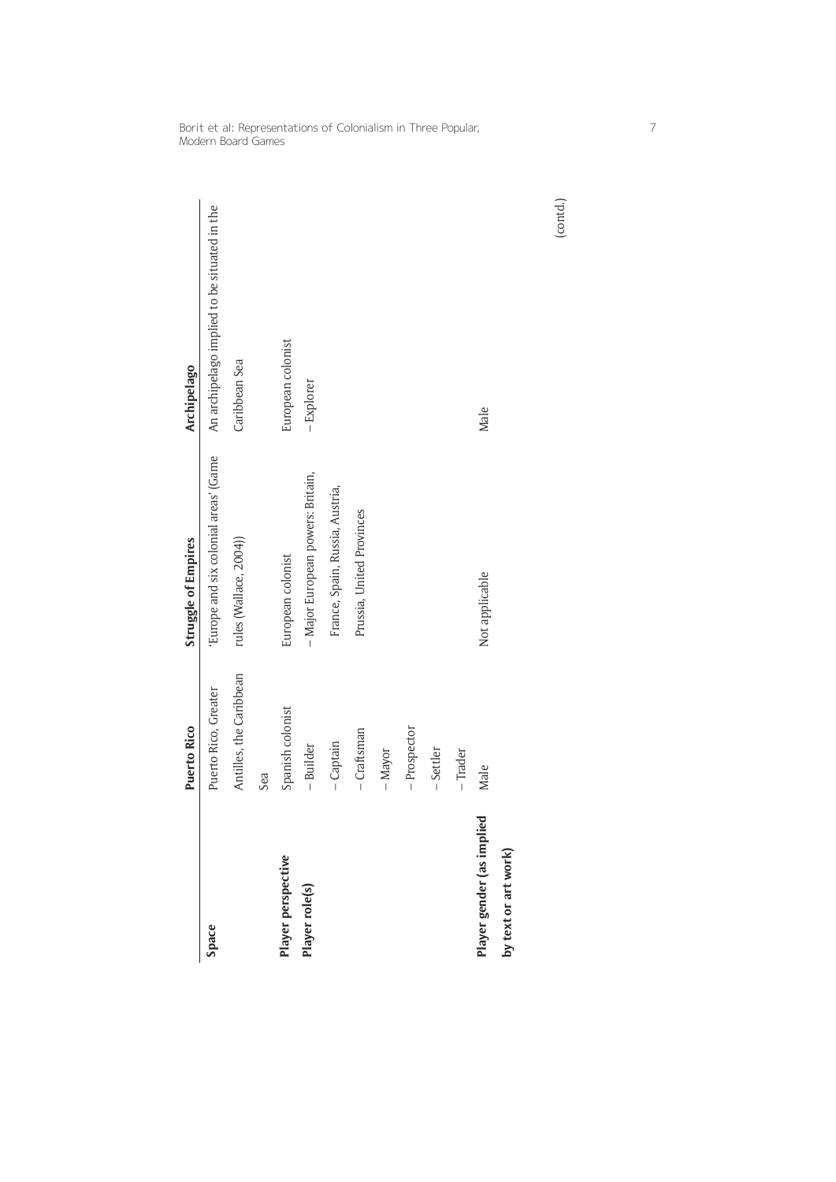| | Puerto Rico | Struggle of Empires | Archipelago |
|---|---|---|---|
| **Space** | Puerto Rico, Greater Antilles, the Caribbean Sea | 'Europe and six colonial areas' (Game rules (Wallace, 2004)) | An archipelago implied to be situated in the Caribbean Sea |
| **Player perspective** | Spanish colonist | European colonist | European colonist |
| **Player role(s)** | – Builder<br>– Captain<br>– Craftsman<br>– Mayor<br>– Prospector<br>– Settler<br>– Trader | – Major European powers: Britain, France, Spain, Russia, Austria, Prussia, United Provinces | – Explorer |
| **Player gender (as implied by text or art work)** | Male | Not applicable | Male |

(contd.)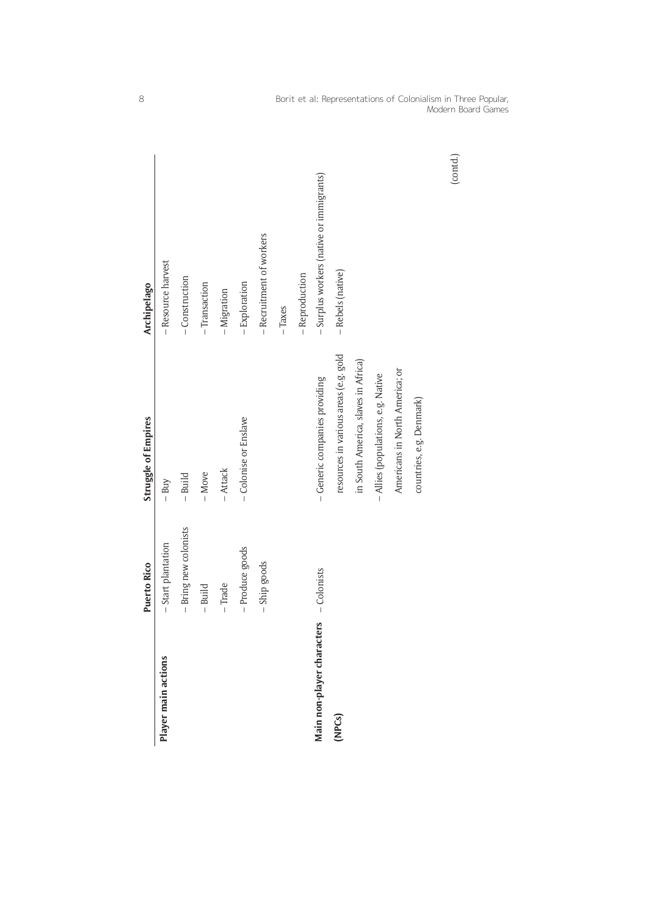| | Puerto Rico | Struggle of Empires | Archipelago |
|---|---|---|---|
| **Player main actions** | – Start plantation<br>– Bring new colonists<br>– Build<br>– Trade<br>– Produce goods<br>– Ship goods | – Buy<br>– Build<br>– Move<br>– Attack<br>– Colonise or Enslave | – Resource harvest<br>– Construction<br>– Transaction<br>– Migration<br>– Exploration<br>– Recruitment of workers<br>– Taxes<br>– Reproduction |
| **Main non-player characters (NPCs)** | – Colonists | – Generic companies providing resources in various areas (e.g. gold in South America, slaves in Africa)<br>– Allies (populations, e.g. Native Americans in North America; or countries, e.g. Denmark) | – Surplus workers (native or immigrants)<br>– Rebels (native) |

(contd.)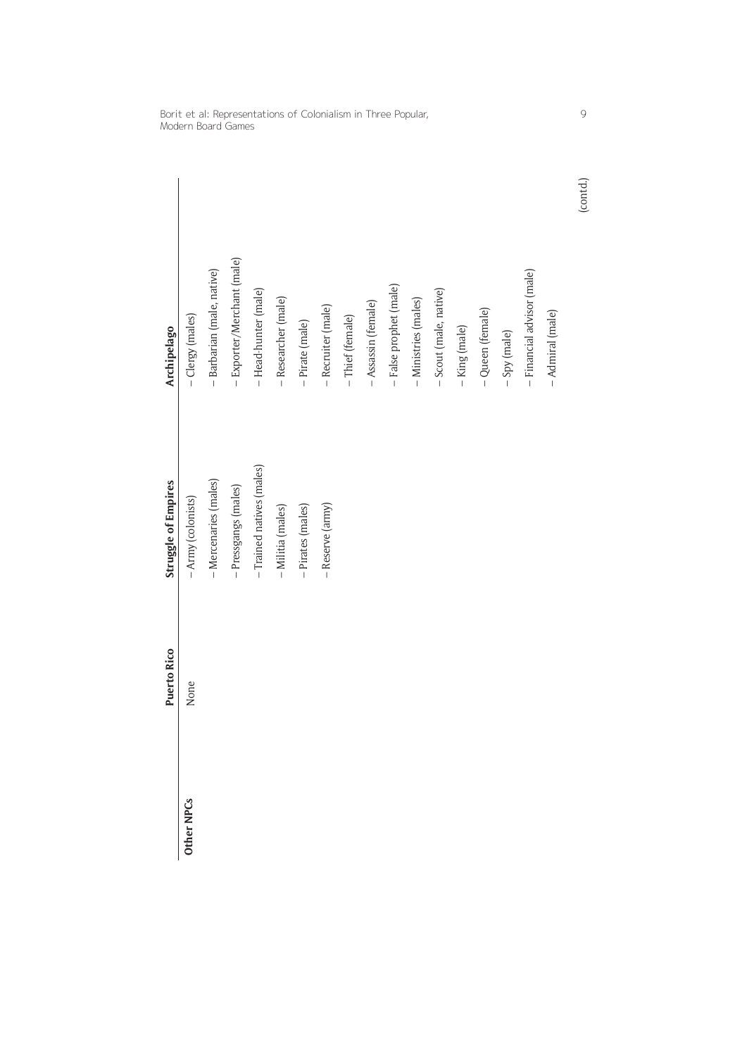| | Puerto Rico | Struggle of Empires | Archipelago |
|---|---|---|---|
| **Other NPCs** | None | – Army (colonists)<br>– Mercenaries (males)<br>– Pressgangs (males)<br>– Trained natives (males)<br>– Militia (males)<br>– Pirates (males)<br>– Reserve (army) | – Clergy (males)<br>– Barbarian (male, native)<br>– Exporter/Merchant (male)<br>– Head-hunter (male)<br>– Researcher (male)<br>– Pirate (male)<br>– Recruiter (male)<br>– Thief (female)<br>– Assassin (female)<br>– False prophet (male)<br>– Ministries (males)<br>– Scout (male, native)<br>– King (male)<br>– Queen (female)<br>– Spy (male)<br>– Financial advisor (male)<br>– Admiral (male) |

(contd.)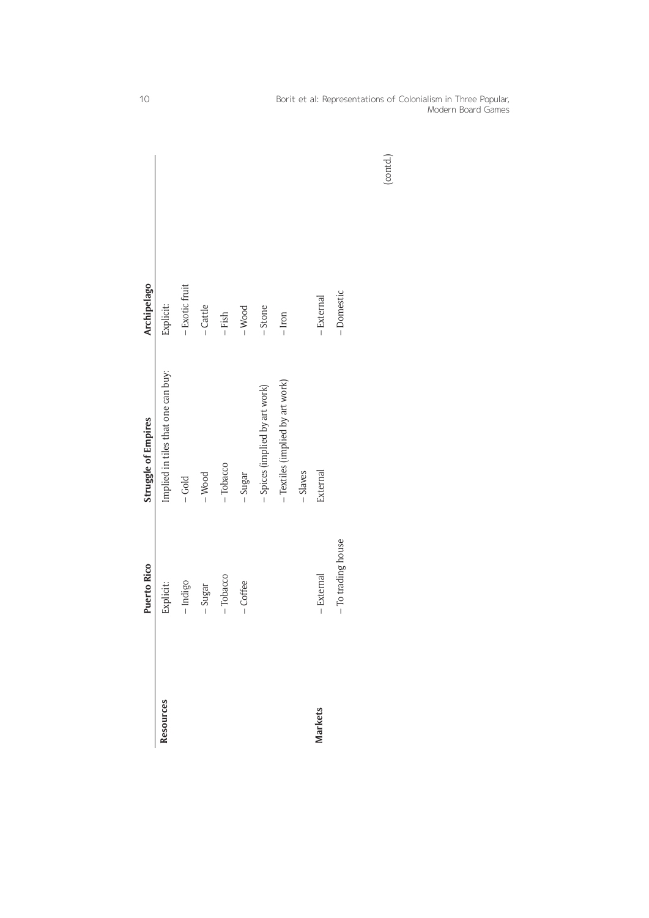| | Puerto Rico | Struggle of Empires | Archipelago |
|---|---|---|---|
| **Resources** | Explicit: | Implied in tiles that one can buy: | Explicit: |
| | – Indigo | – Gold | – Exotic fruit |
| | – Sugar | – Wood | – Cattle |
| | – Tobacco | – Tobacco | – Fish |
| | – Coffee | – Sugar | – Wood |
| | | – Spices (implied by art work) | – Stone |
| | | – Textiles (implied by art work) | – Iron |
| | | – Slaves | |
| **Markets** | – External | External | – External |
| | – To trading house | | – Domestic |

(contd.)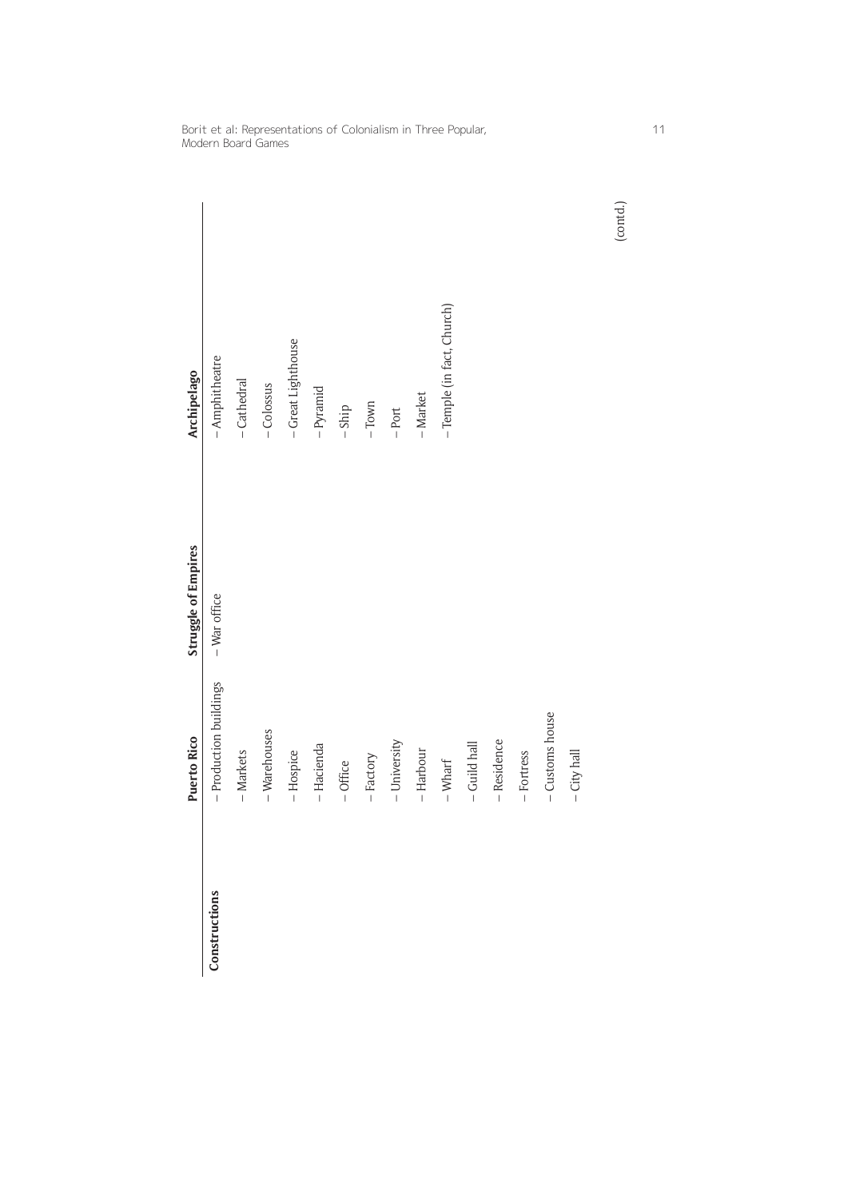| | Puerto Rico | Struggle of Empires | Archipelago |
|---|---|---|---|
| Constructions | – Production buildings | – War office | – Amphitheatre |
| | – Markets | | – Cathedral |
| | – Warehouses | | – Colossus |
| | – Hospice | | – Great Lighthouse |
| | – Hacienda | | – Pyramid |
| | – Office | | – Ship |
| | – Factory | | – Town |
| | – University | | – Port |
| | – Harbour | | – Market |
| | – Wharf | | – Temple (in fact, Church) |
| | – Guild hall | | |
| | – Residence | | |
| | – Fortress | | |
| | – Customs house | | |
| | – City hall | | |

(contd.)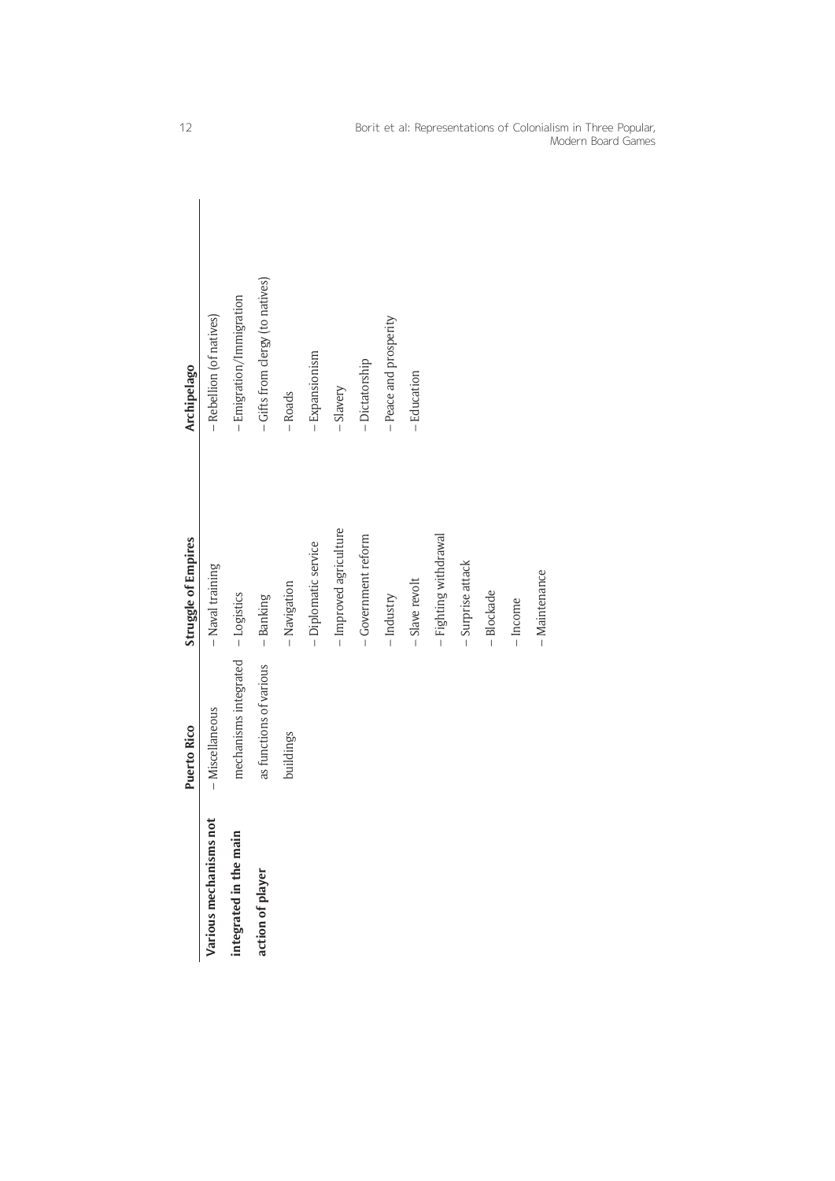| | Puerto Rico | Struggle of Empires | Archipelago |
|---|---|---|---|
| **Various mechanisms not integrated in the main action of player** | – Miscellaneous mechanisms integrated as functions of various buildings | – Naval training<br>– Logistics<br>– Banking<br>– Navigation<br>– Diplomatic service<br>– Improved agriculture<br>– Government reform<br>– Industry<br>– Slave revolt<br>– Fighting withdrawal<br>– Surprise attack<br>– Blockade<br>– Income<br>– Maintenance | – Rebellion (of natives)<br>– Emigration/Immigration<br>– Gifts from clergy (to natives)<br>– Roads<br>– Expansionism<br>– Slavery<br>– Dictatorship<br>– Peace and prosperity<br>– Education |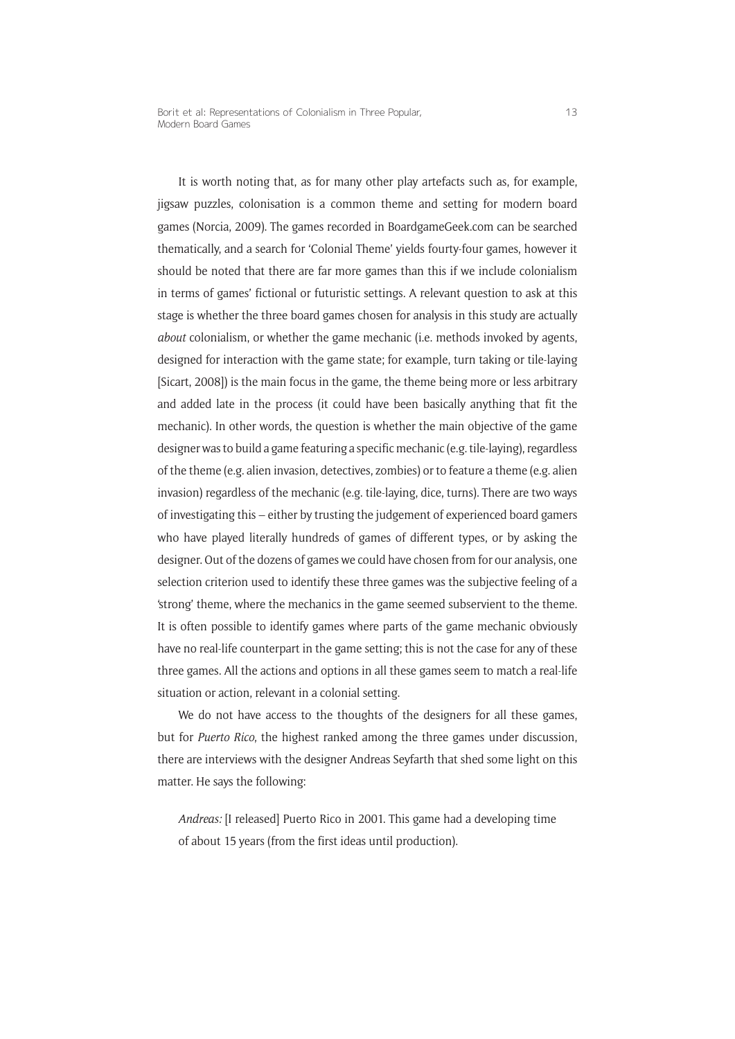It is worth noting that, as for many other play artefacts such as, for example, jigsaw puzzles, colonisation is a common theme and setting for modern board games (Norcia, 2009). The games recorded in BoardgameGeek.com can be searched thematically, and a search for 'Colonial Theme' yields fourty-four games, however it should be noted that there are far more games than this if we include colonialism in terms of games' fictional or futuristic settings. A relevant question to ask at this stage is whether the three board games chosen for analysis in this study are actually *about* colonialism, or whether the game mechanic (i.e. methods invoked by agents, designed for interaction with the game state; for example, turn taking or tile-laying [Sicart, 2008]) is the main focus in the game, the theme being more or less arbitrary and added late in the process (it could have been basically anything that fit the mechanic). In other words, the question is whether the main objective of the game designer was to build a game featuring a specific mechanic (e.g. tile-laying), regardless of the theme (e.g. alien invasion, detectives, zombies) or to feature a theme (e.g. alien invasion) regardless of the mechanic (e.g. tile-laying, dice, turns). There are two ways of investigating this – either by trusting the judgement of experienced board gamers who have played literally hundreds of games of different types, or by asking the designer. Out of the dozens of games we could have chosen from for our analysis, one selection criterion used to identify these three games was the subjective feeling of a 'strong' theme, where the mechanics in the game seemed subservient to the theme. It is often possible to identify games where parts of the game mechanic obviously have no real-life counterpart in the game setting; this is not the case for any of these three games. All the actions and options in all these games seem to match a real-life situation or action, relevant in a colonial setting.

We do not have access to the thoughts of the designers for all these games, but for *Puerto Rico*, the highest ranked among the three games under discussion, there are interviews with the designer Andreas Seyfarth that shed some light on this matter. He says the following:

> *Andreas:* [I released] Puerto Rico in 2001. This game had a developing time of about 15 years (from the first ideas until production).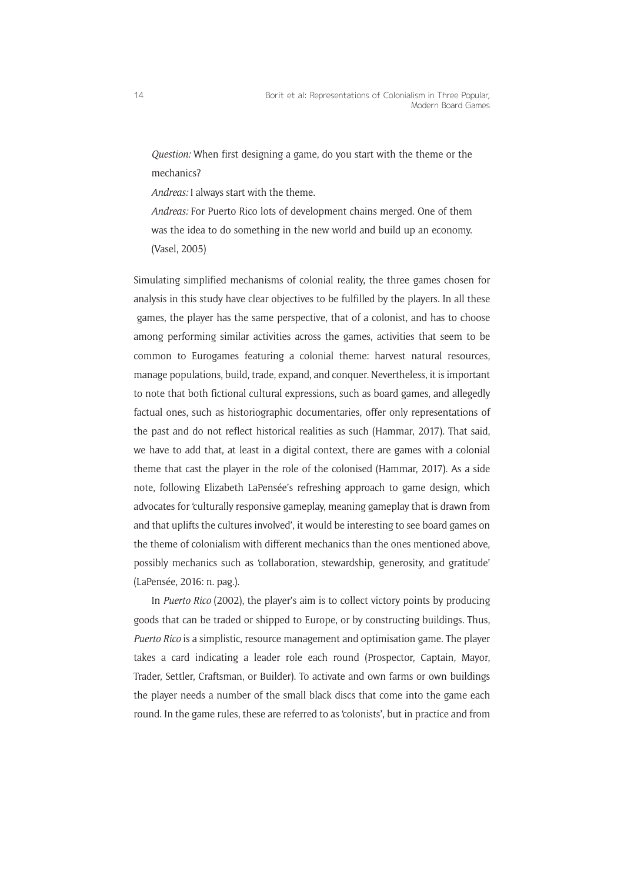*Question:* When first designing a game, do you start with the theme or the mechanics?

*Andreas:* I always start with the theme.

*Andreas:* For Puerto Rico lots of development chains merged. One of them was the idea to do something in the new world and build up an economy. (Vasel, 2005)

Simulating simplified mechanisms of colonial reality, the three games chosen for analysis in this study have clear objectives to be fulfilled by the players. In all these games, the player has the same perspective, that of a colonist, and has to choose among performing similar activities across the games, activities that seem to be common to Eurogames featuring a colonial theme: harvest natural resources, manage populations, build, trade, expand, and conquer. Nevertheless, it is important to note that both fictional cultural expressions, such as board games, and allegedly factual ones, such as historiographic documentaries, offer only representations of the past and do not reflect historical realities as such (Hammar, 2017). That said, we have to add that, at least in a digital context, there are games with a colonial theme that cast the player in the role of the colonised (Hammar, 2017). As a side note, following Elizabeth LaPensée's refreshing approach to game design, which advocates for 'culturally responsive gameplay, meaning gameplay that is drawn from and that uplifts the cultures involved', it would be interesting to see board games on the theme of colonialism with different mechanics than the ones mentioned above, possibly mechanics such as 'collaboration, stewardship, generosity, and gratitude' (LaPensée, 2016: n. pag.).

In *Puerto Rico* (2002), the player's aim is to collect victory points by producing goods that can be traded or shipped to Europe, or by constructing buildings. Thus, *Puerto Rico* is a simplistic, resource management and optimisation game. The player takes a card indicating a leader role each round (Prospector, Captain, Mayor, Trader, Settler, Craftsman, or Builder). To activate and own farms or own buildings the player needs a number of the small black discs that come into the game each round. In the game rules, these are referred to as 'colonists', but in practice and from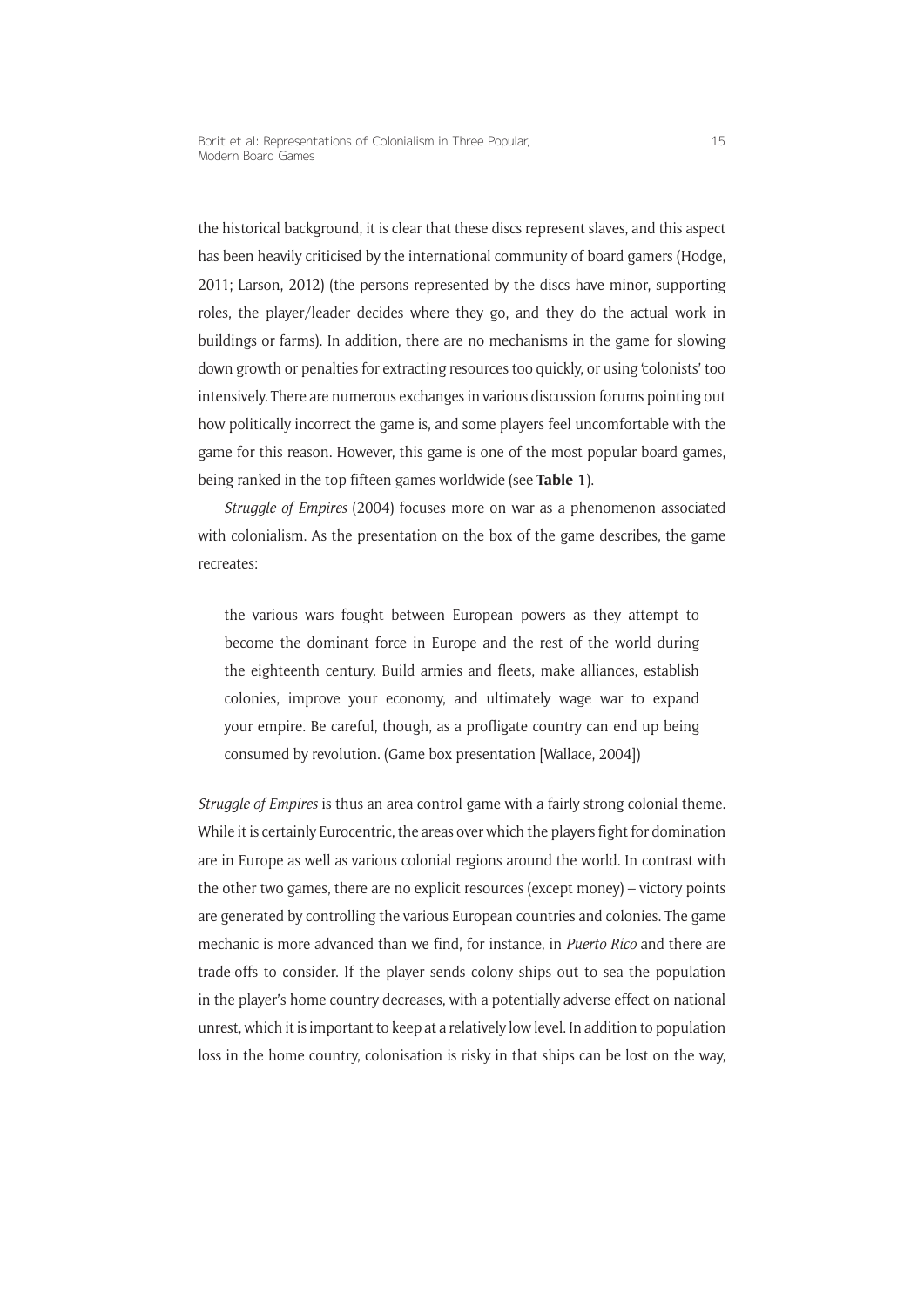the historical background, it is clear that these discs represent slaves, and this aspect has been heavily criticised by the international community of board gamers (Hodge, 2011; Larson, 2012) (the persons represented by the discs have minor, supporting roles, the player/leader decides where they go, and they do the actual work in buildings or farms). In addition, there are no mechanisms in the game for slowing down growth or penalties for extracting resources too quickly, or using 'colonists' too intensively. There are numerous exchanges in various discussion forums pointing out how politically incorrect the game is, and some players feel uncomfortable with the game for this reason. However, this game is one of the most popular board games, being ranked in the top fifteen games worldwide (see **Table 1**).

*Struggle of Empires* (2004) focuses more on war as a phenomenon associated with colonialism. As the presentation on the box of the game describes, the game recreates:

> the various wars fought between European powers as they attempt to become the dominant force in Europe and the rest of the world during the eighteenth century. Build armies and fleets, make alliances, establish colonies, improve your economy, and ultimately wage war to expand your empire. Be careful, though, as a profligate country can end up being consumed by revolution. (Game box presentation [Wallace, 2004])

*Struggle of Empires* is thus an area control game with a fairly strong colonial theme. While it is certainly Eurocentric, the areas over which the players fight for domination are in Europe as well as various colonial regions around the world. In contrast with the other two games, there are no explicit resources (except money) – victory points are generated by controlling the various European countries and colonies. The game mechanic is more advanced than we find, for instance, in *Puerto Rico* and there are trade-offs to consider. If the player sends colony ships out to sea the population in the player's home country decreases, with a potentially adverse effect on national unrest, which it is important to keep at a relatively low level. In addition to population loss in the home country, colonisation is risky in that ships can be lost on the way,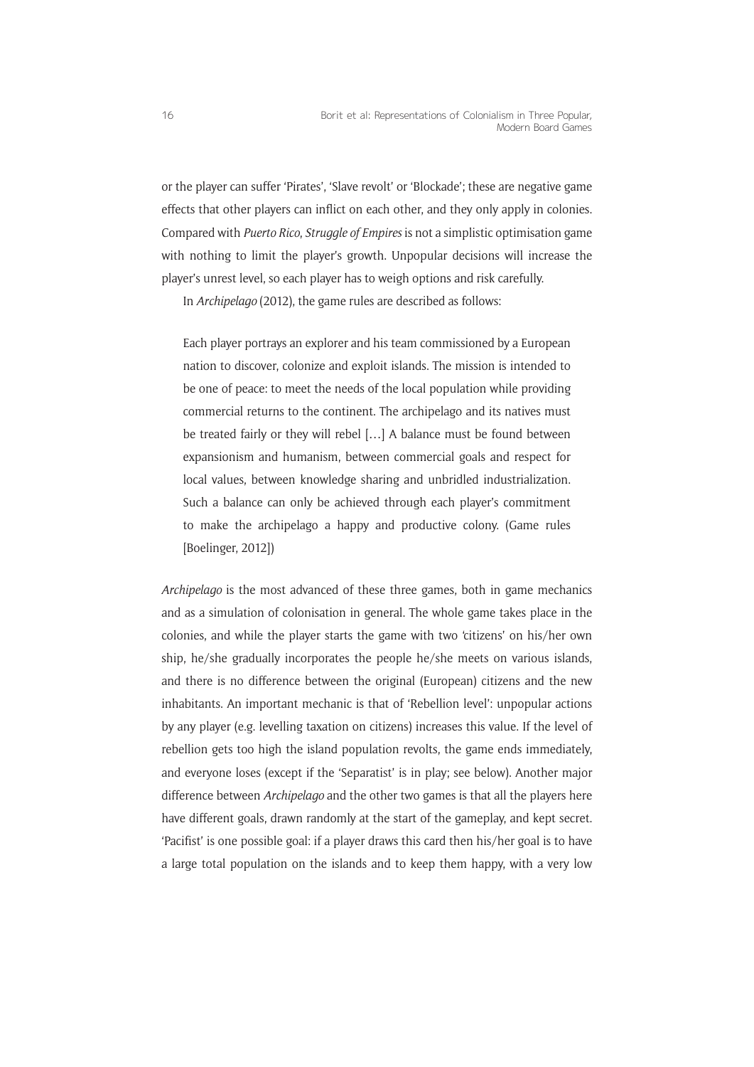or the player can suffer 'Pirates', 'Slave revolt' or 'Blockade'; these are negative game effects that other players can inflict on each other, and they only apply in colonies. Compared with *Puerto Rico*, *Struggle of Empires* is not a simplistic optimisation game with nothing to limit the player's growth. Unpopular decisions will increase the player's unrest level, so each player has to weigh options and risk carefully.

In *Archipelago* (2012), the game rules are described as follows:

> Each player portrays an explorer and his team commissioned by a European nation to discover, colonize and exploit islands. The mission is intended to be one of peace: to meet the needs of the local population while providing commercial returns to the continent. The archipelago and its natives must be treated fairly or they will rebel […] A balance must be found between expansionism and humanism, between commercial goals and respect for local values, between knowledge sharing and unbridled industrialization. Such a balance can only be achieved through each player's commitment to make the archipelago a happy and productive colony. (Game rules [Boelinger, 2012])

*Archipelago* is the most advanced of these three games, both in game mechanics and as a simulation of colonisation in general. The whole game takes place in the colonies, and while the player starts the game with two 'citizens' on his/her own ship, he/she gradually incorporates the people he/she meets on various islands, and there is no difference between the original (European) citizens and the new inhabitants. An important mechanic is that of 'Rebellion level': unpopular actions by any player (e.g. levelling taxation on citizens) increases this value. If the level of rebellion gets too high the island population revolts, the game ends immediately, and everyone loses (except if the 'Separatist' is in play; see below). Another major difference between *Archipelago* and the other two games is that all the players here have different goals, drawn randomly at the start of the gameplay, and kept secret. 'Pacifist' is one possible goal: if a player draws this card then his/her goal is to have a large total population on the islands and to keep them happy, with a very low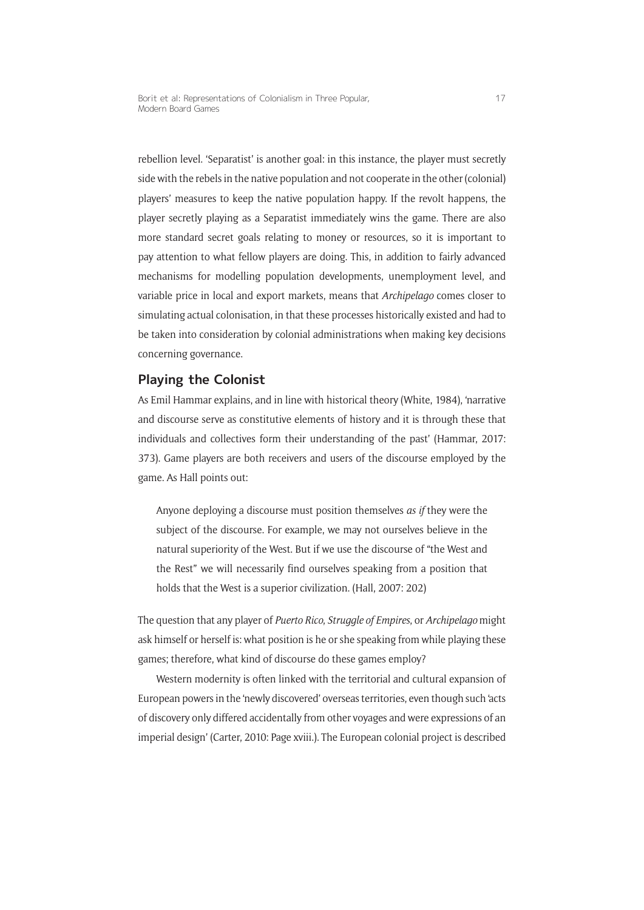rebellion level. 'Separatist' is another goal: in this instance, the player must secretly side with the rebels in the native population and not cooperate in the other (colonial) players' measures to keep the native population happy. If the revolt happens, the player secretly playing as a Separatist immediately wins the game. There are also more standard secret goals relating to money or resources, so it is important to pay attention to what fellow players are doing. This, in addition to fairly advanced mechanisms for modelling population developments, unemployment level, and variable price in local and export markets, means that *Archipelago* comes closer to simulating actual colonisation, in that these processes historically existed and had to be taken into consideration by colonial administrations when making key decisions concerning governance.

## Playing the Colonist

As Emil Hammar explains, and in line with historical theory (White, 1984), 'narrative and discourse serve as constitutive elements of history and it is through these that individuals and collectives form their understanding of the past' (Hammar, 2017: 373). Game players are both receivers and users of the discourse employed by the game. As Hall points out:

> Anyone deploying a discourse must position themselves *as if* they were the subject of the discourse. For example, we may not ourselves believe in the natural superiority of the West. But if we use the discourse of "the West and the Rest" we will necessarily find ourselves speaking from a position that holds that the West is a superior civilization. (Hall, 2007: 202)

The question that any player of *Puerto Rico*, *Struggle of Empires*, or *Archipelago* might ask himself or herself is: what position is he or she speaking from while playing these games; therefore, what kind of discourse do these games employ?

Western modernity is often linked with the territorial and cultural expansion of European powers in the 'newly discovered' overseas territories, even though such 'acts of discovery only differed accidentally from other voyages and were expressions of an imperial design' (Carter, 2010: Page xviii.). The European colonial project is described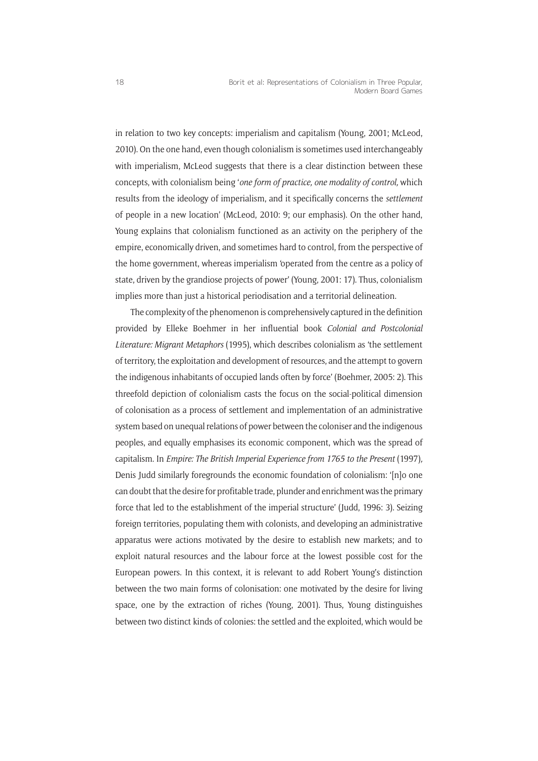in relation to two key concepts: imperialism and capitalism (Young, 2001; McLeod, 2010). On the one hand, even though colonialism is sometimes used interchangeably with imperialism, McLeod suggests that there is a clear distinction between these concepts, with colonialism being '*one form of practice, one modality of control*, which results from the ideology of imperialism, and it specifically concerns the *settlement* of people in a new location' (McLeod, 2010: 9; our emphasis). On the other hand, Young explains that colonialism functioned as an activity on the periphery of the empire, economically driven, and sometimes hard to control, from the perspective of the home government, whereas imperialism 'operated from the centre as a policy of state, driven by the grandiose projects of power' (Young, 2001: 17). Thus, colonialism implies more than just a historical periodisation and a territorial delineation.

The complexity of the phenomenon is comprehensively captured in the definition provided by Elleke Boehmer in her influential book *Colonial and Postcolonial Literature: Migrant Metaphors* (1995), which describes colonialism as 'the settlement of territory, the exploitation and development of resources, and the attempt to govern the indigenous inhabitants of occupied lands often by force' (Boehmer, 2005: 2). This threefold depiction of colonialism casts the focus on the social-political dimension of colonisation as a process of settlement and implementation of an administrative system based on unequal relations of power between the coloniser and the indigenous peoples, and equally emphasises its economic component, which was the spread of capitalism. In *Empire: The British Imperial Experience from 1765 to the Present* (1997), Denis Judd similarly foregrounds the economic foundation of colonialism: '[n]o one can doubt that the desire for profitable trade, plunder and enrichment was the primary force that led to the establishment of the imperial structure' (Judd, 1996: 3). Seizing foreign territories, populating them with colonists, and developing an administrative apparatus were actions motivated by the desire to establish new markets; and to exploit natural resources and the labour force at the lowest possible cost for the European powers. In this context, it is relevant to add Robert Young's distinction between the two main forms of colonisation: one motivated by the desire for living space, one by the extraction of riches (Young, 2001). Thus, Young distinguishes between two distinct kinds of colonies: the settled and the exploited, which would be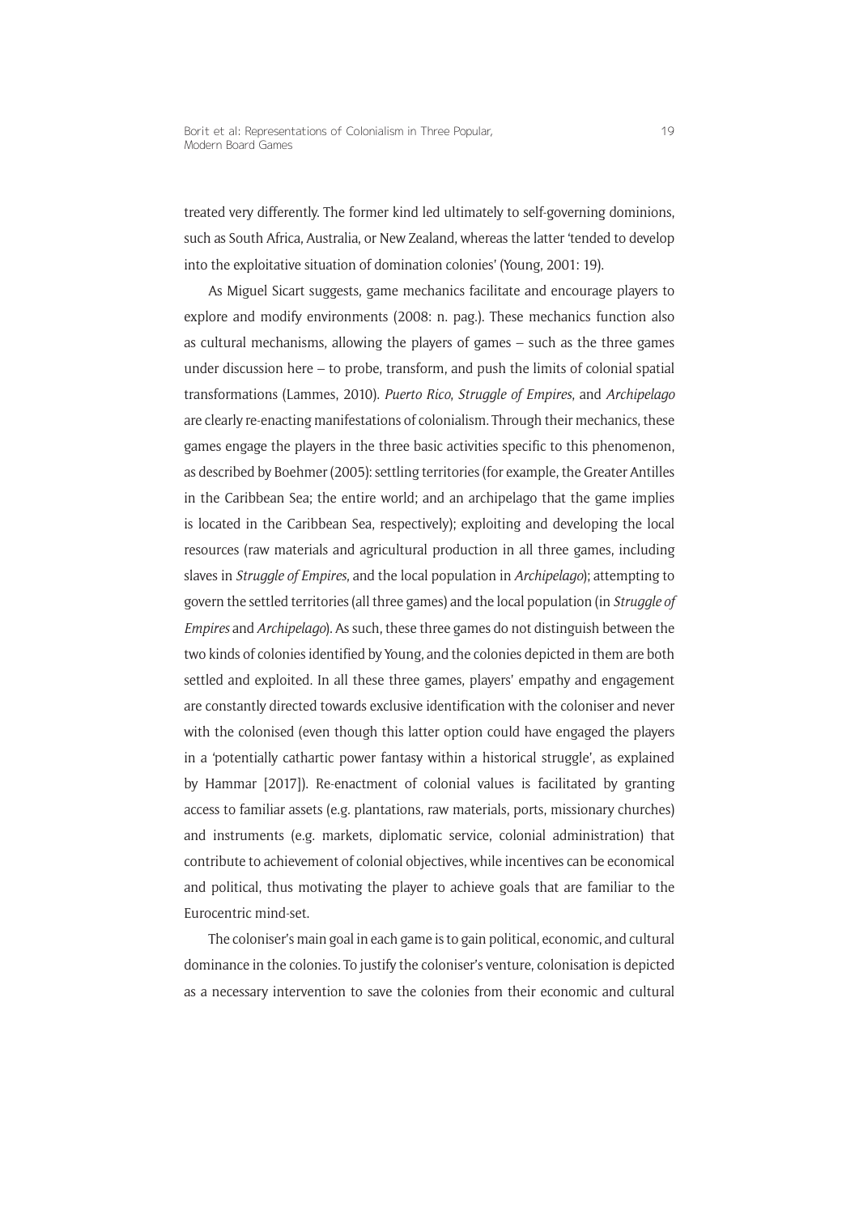treated very differently. The former kind led ultimately to self-governing dominions, such as South Africa, Australia, or New Zealand, whereas the latter 'tended to develop into the exploitative situation of domination colonies' (Young, 2001: 19).

As Miguel Sicart suggests, game mechanics facilitate and encourage players to explore and modify environments (2008: n. pag.). These mechanics function also as cultural mechanisms, allowing the players of games – such as the three games under discussion here – to probe, transform, and push the limits of colonial spatial transformations (Lammes, 2010). *Puerto Rico*, *Struggle of Empires*, and *Archipelago* are clearly re-enacting manifestations of colonialism. Through their mechanics, these games engage the players in the three basic activities specific to this phenomenon, as described by Boehmer (2005): settling territories (for example, the Greater Antilles in the Caribbean Sea; the entire world; and an archipelago that the game implies is located in the Caribbean Sea, respectively); exploiting and developing the local resources (raw materials and agricultural production in all three games, including slaves in *Struggle of Empires*, and the local population in *Archipelago*); attempting to govern the settled territories (all three games) and the local population (in *Struggle of Empires* and *Archipelago*). As such, these three games do not distinguish between the two kinds of colonies identified by Young, and the colonies depicted in them are both settled and exploited. In all these three games, players' empathy and engagement are constantly directed towards exclusive identification with the coloniser and never with the colonised (even though this latter option could have engaged the players in a 'potentially cathartic power fantasy within a historical struggle', as explained by Hammar [2017]). Re-enactment of colonial values is facilitated by granting access to familiar assets (e.g. plantations, raw materials, ports, missionary churches) and instruments (e.g. markets, diplomatic service, colonial administration) that contribute to achievement of colonial objectives, while incentives can be economical and political, thus motivating the player to achieve goals that are familiar to the Eurocentric mind-set.

The coloniser's main goal in each game is to gain political, economic, and cultural dominance in the colonies. To justify the coloniser's venture, colonisation is depicted as a necessary intervention to save the colonies from their economic and cultural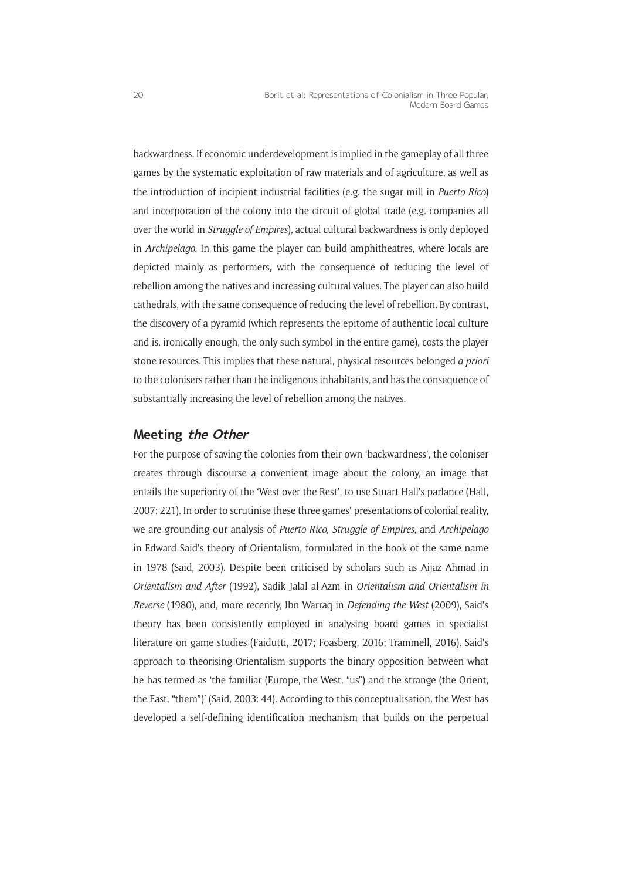backwardness. If economic underdevelopment is implied in the gameplay of all three games by the systematic exploitation of raw materials and of agriculture, as well as the introduction of incipient industrial facilities (e.g. the sugar mill in *Puerto Rico*) and incorporation of the colony into the circuit of global trade (e.g. companies all over the world in *Struggle of Empires*), actual cultural backwardness is only deployed in *Archipelago*. In this game the player can build amphitheatres, where locals are depicted mainly as performers, with the consequence of reducing the level of rebellion among the natives and increasing cultural values. The player can also build cathedrals, with the same consequence of reducing the level of rebellion. By contrast, the discovery of a pyramid (which represents the epitome of authentic local culture and is, ironically enough, the only such symbol in the entire game), costs the player stone resources. This implies that these natural, physical resources belonged *a priori* to the colonisers rather than the indigenous inhabitants, and has the consequence of substantially increasing the level of rebellion among the natives.

## Meeting *the Other*

For the purpose of saving the colonies from their own 'backwardness', the coloniser creates through discourse a convenient image about the colony, an image that entails the superiority of the 'West over the Rest', to use Stuart Hall's parlance (Hall, 2007: 221). In order to scrutinise these three games' presentations of colonial reality, we are grounding our analysis of *Puerto Rico*, *Struggle of Empires*, and *Archipelago* in Edward Said's theory of Orientalism, formulated in the book of the same name in 1978 (Said, 2003). Despite been criticised by scholars such as Aijaz Ahmad in *Orientalism and After* (1992), Sadik Jalal al-Azm in *Orientalism and Orientalism in Reverse* (1980), and, more recently, Ibn Warraq in *Defending the West* (2009), Said's theory has been consistently employed in analysing board games in specialist literature on game studies (Faidutti, 2017; Foasberg, 2016; Trammell, 2016). Said's approach to theorising Orientalism supports the binary opposition between what he has termed as 'the familiar (Europe, the West, "us") and the strange (the Orient, the East, "them")' (Said, 2003: 44). According to this conceptualisation, the West has developed a self-defining identification mechanism that builds on the perpetual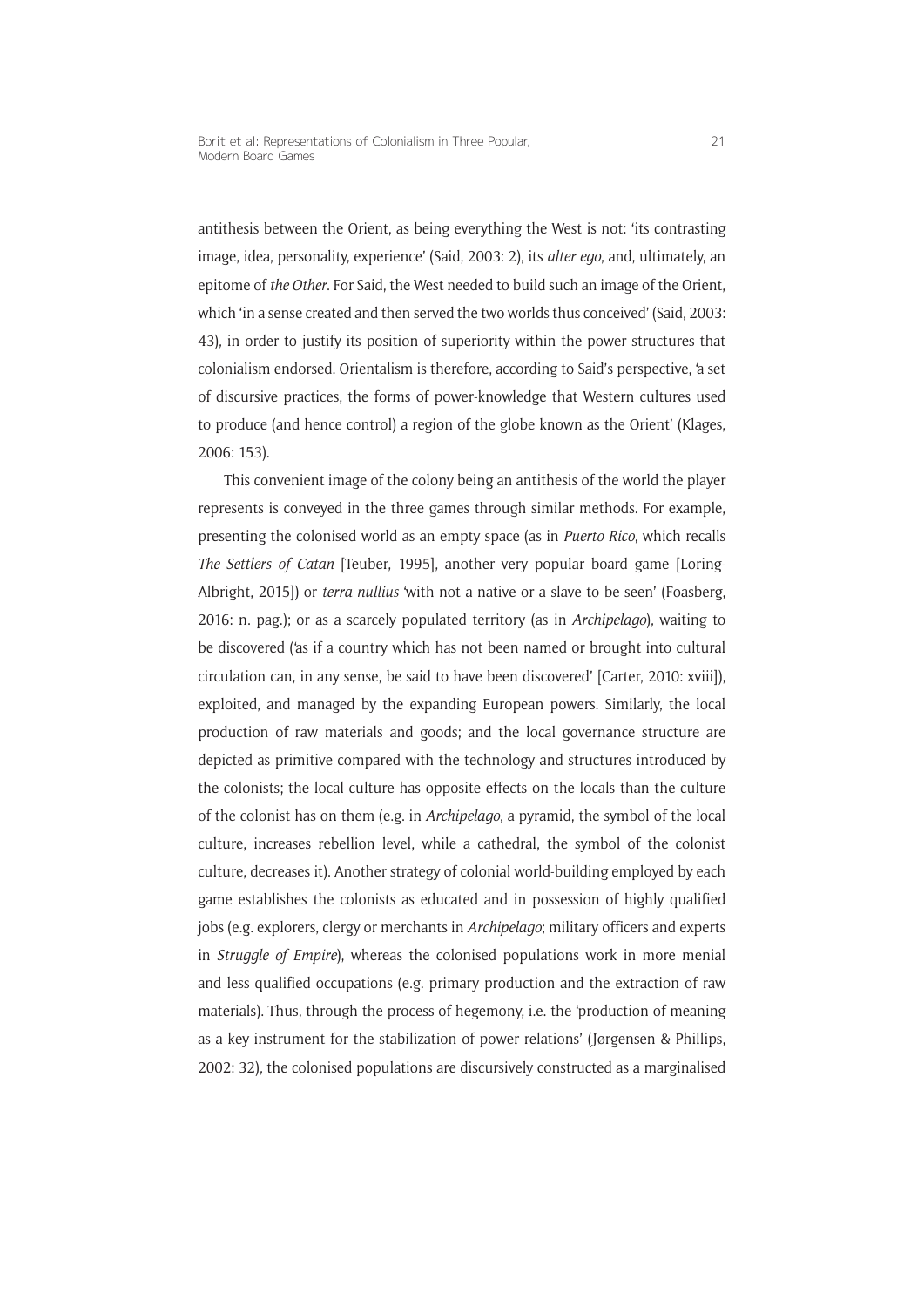antithesis between the Orient, as being everything the West is not: 'its contrasting image, idea, personality, experience' (Said, 2003: 2), its *alter ego*, and, ultimately, an epitome of *the Other*. For Said, the West needed to build such an image of the Orient, which 'in a sense created and then served the two worlds thus conceived' (Said, 2003: 43), in order to justify its position of superiority within the power structures that colonialism endorsed. Orientalism is therefore, according to Said's perspective, 'a set of discursive practices, the forms of power-knowledge that Western cultures used to produce (and hence control) a region of the globe known as the Orient' (Klages, 2006: 153).

This convenient image of the colony being an antithesis of the world the player represents is conveyed in the three games through similar methods. For example, presenting the colonised world as an empty space (as in *Puerto Rico*, which recalls *The Settlers of Catan* [Teuber, 1995], another very popular board game [Loring-Albright, 2015]) or *terra nullius* 'with not a native or a slave to be seen' (Foasberg, 2016: n. pag.); or as a scarcely populated territory (as in *Archipelago*), waiting to be discovered ('as if a country which has not been named or brought into cultural circulation can, in any sense, be said to have been discovered' [Carter, 2010: xviii]), exploited, and managed by the expanding European powers. Similarly, the local production of raw materials and goods; and the local governance structure are depicted as primitive compared with the technology and structures introduced by the colonists; the local culture has opposite effects on the locals than the culture of the colonist has on them (e.g. in *Archipelago*, a pyramid, the symbol of the local culture, increases rebellion level, while a cathedral, the symbol of the colonist culture, decreases it). Another strategy of colonial world-building employed by each game establishes the colonists as educated and in possession of highly qualified jobs (e.g. explorers, clergy or merchants in *Archipelago*; military officers and experts in *Struggle of Empire*), whereas the colonised populations work in more menial and less qualified occupations (e.g. primary production and the extraction of raw materials). Thus, through the process of hegemony, i.e. the 'production of meaning as a key instrument for the stabilization of power relations' (Jørgensen & Phillips, 2002: 32), the colonised populations are discursively constructed as a marginalised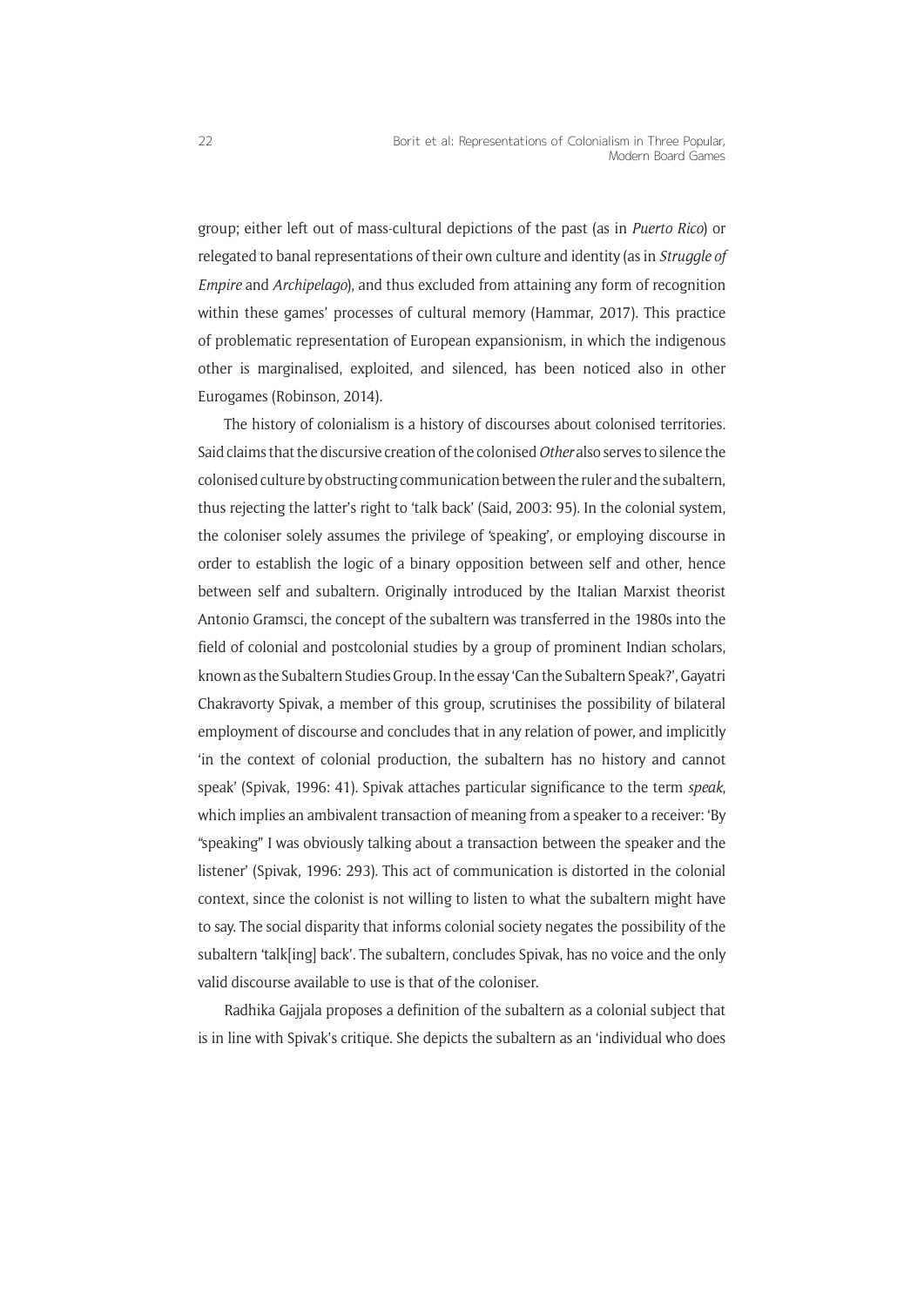group; either left out of mass-cultural depictions of the past (as in *Puerto Rico*) or relegated to banal representations of their own culture and identity (as in *Struggle of Empire* and *Archipelago*), and thus excluded from attaining any form of recognition within these games' processes of cultural memory (Hammar, 2017). This practice of problematic representation of European expansionism, in which the indigenous other is marginalised, exploited, and silenced, has been noticed also in other Eurogames (Robinson, 2014).

The history of colonialism is a history of discourses about colonised territories. Said claims that the discursive creation of the colonised *Other* also serves to silence the colonised culture by obstructing communication between the ruler and the subaltern, thus rejecting the latter's right to 'talk back' (Said, 2003: 95). In the colonial system, the coloniser solely assumes the privilege of 'speaking', or employing discourse in order to establish the logic of a binary opposition between self and other, hence between self and subaltern. Originally introduced by the Italian Marxist theorist Antonio Gramsci, the concept of the subaltern was transferred in the 1980s into the field of colonial and postcolonial studies by a group of prominent Indian scholars, known as the Subaltern Studies Group. In the essay 'Can the Subaltern Speak?', Gayatri Chakravorty Spivak, a member of this group, scrutinises the possibility of bilateral employment of discourse and concludes that in any relation of power, and implicitly 'in the context of colonial production, the subaltern has no history and cannot speak' (Spivak, 1996: 41). Spivak attaches particular significance to the term *speak*, which implies an ambivalent transaction of meaning from a speaker to a receiver: 'By "speaking" I was obviously talking about a transaction between the speaker and the listener' (Spivak, 1996: 293). This act of communication is distorted in the colonial context, since the colonist is not willing to listen to what the subaltern might have to say. The social disparity that informs colonial society negates the possibility of the subaltern 'talk[ing] back'. The subaltern, concludes Spivak, has no voice and the only valid discourse available to use is that of the coloniser.

Radhika Gajjala proposes a definition of the subaltern as a colonial subject that is in line with Spivak's critique. She depicts the subaltern as an 'individual who does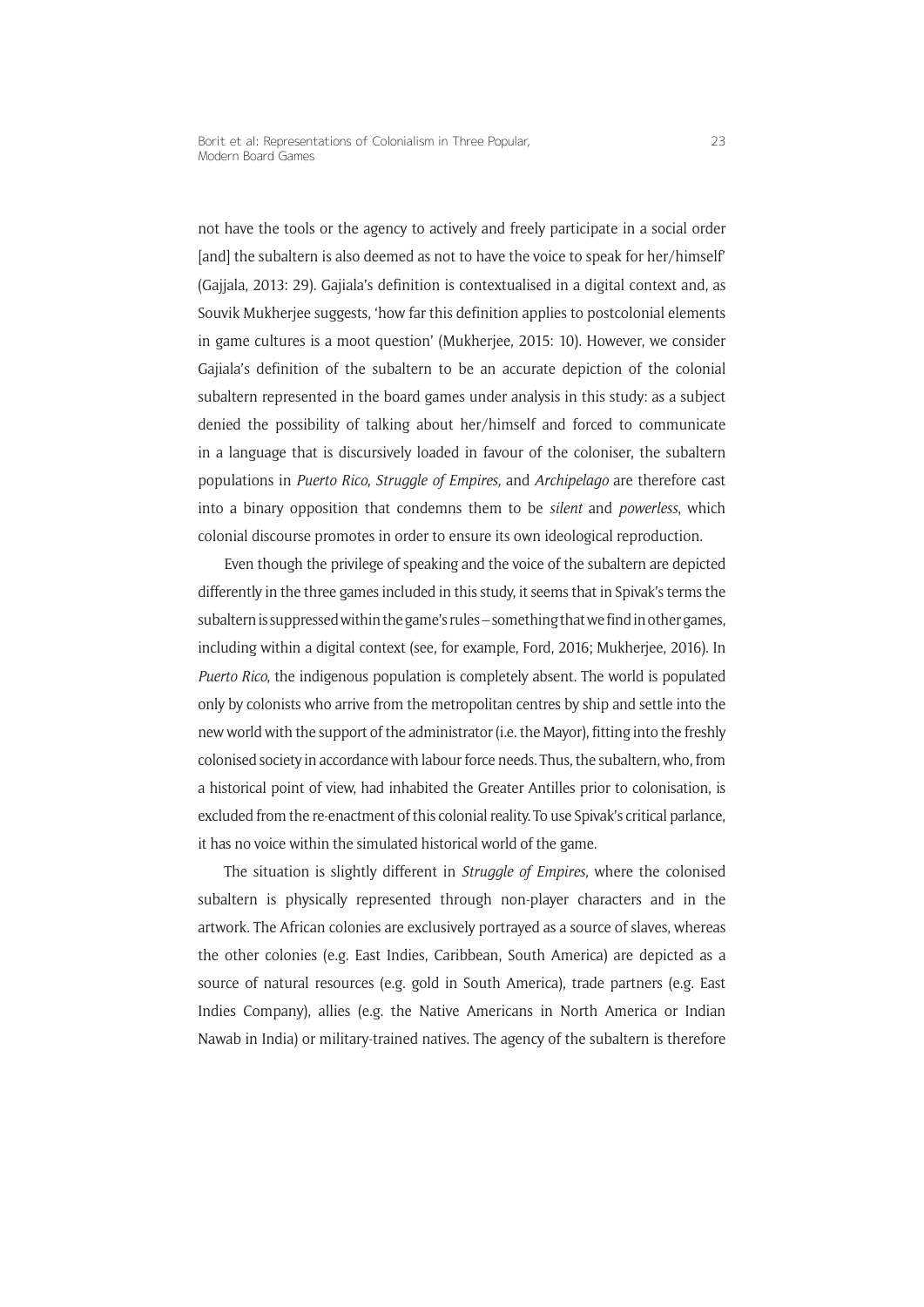not have the tools or the agency to actively and freely participate in a social order [and] the subaltern is also deemed as not to have the voice to speak for her/himself' (Gajjala, 2013: 29). Gajiala's definition is contextualised in a digital context and, as Souvik Mukherjee suggests, 'how far this definition applies to postcolonial elements in game cultures is a moot question' (Mukherjee, 2015: 10). However, we consider Gajiala's definition of the subaltern to be an accurate depiction of the colonial subaltern represented in the board games under analysis in this study: as a subject denied the possibility of talking about her/himself and forced to communicate in a language that is discursively loaded in favour of the coloniser, the subaltern populations in *Puerto Rico*, *Struggle of Empires,* and *Archipelago* are therefore cast into a binary opposition that condemns them to be *silent* and *powerless*, which colonial discourse promotes in order to ensure its own ideological reproduction.

Even though the privilege of speaking and the voice of the subaltern are depicted differently in the three games included in this study, it seems that in Spivak's terms the subaltern is suppressed within the game's rules – something that we find in other games, including within a digital context (see, for example, Ford, 2016; Mukherjee, 2016). In *Puerto Rico*, the indigenous population is completely absent. The world is populated only by colonists who arrive from the metropolitan centres by ship and settle into the new world with the support of the administrator (i.e. the Mayor), fitting into the freshly colonised society in accordance with labour force needs. Thus, the subaltern, who, from a historical point of view, had inhabited the Greater Antilles prior to colonisation, is excluded from the re-enactment of this colonial reality. To use Spivak's critical parlance, it has no voice within the simulated historical world of the game.

The situation is slightly different in *Struggle of Empires*, where the colonised subaltern is physically represented through non-player characters and in the artwork. The African colonies are exclusively portrayed as a source of slaves, whereas the other colonies (e.g. East Indies, Caribbean, South America) are depicted as a source of natural resources (e.g. gold in South America), trade partners (e.g. East Indies Company), allies (e.g. the Native Americans in North America or Indian Nawab in India) or military-trained natives. The agency of the subaltern is therefore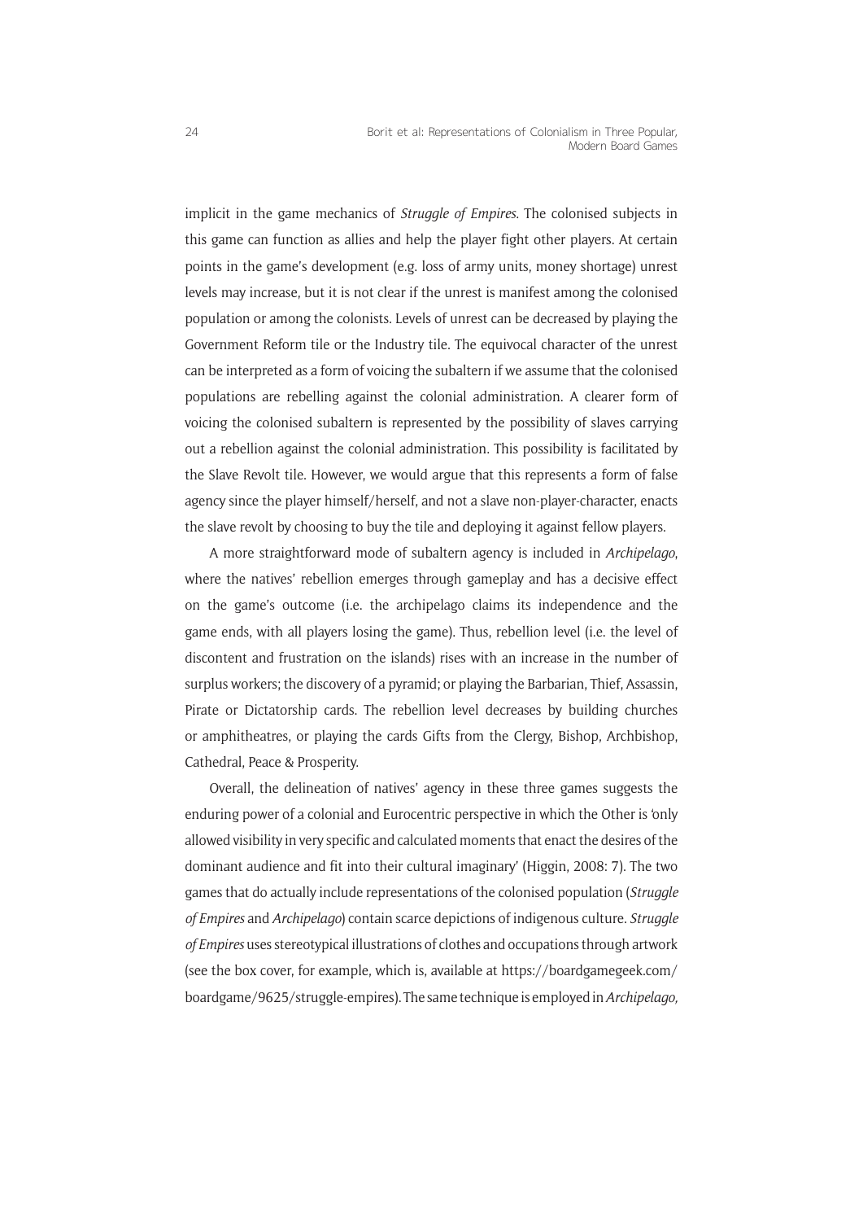implicit in the game mechanics of *Struggle of Empires*. The colonised subjects in this game can function as allies and help the player fight other players. At certain points in the game's development (e.g. loss of army units, money shortage) unrest levels may increase, but it is not clear if the unrest is manifest among the colonised population or among the colonists. Levels of unrest can be decreased by playing the Government Reform tile or the Industry tile. The equivocal character of the unrest can be interpreted as a form of voicing the subaltern if we assume that the colonised populations are rebelling against the colonial administration. A clearer form of voicing the colonised subaltern is represented by the possibility of slaves carrying out a rebellion against the colonial administration. This possibility is facilitated by the Slave Revolt tile. However, we would argue that this represents a form of false agency since the player himself/herself, and not a slave non-player-character, enacts the slave revolt by choosing to buy the tile and deploying it against fellow players.

A more straightforward mode of subaltern agency is included in *Archipelago*, where the natives' rebellion emerges through gameplay and has a decisive effect on the game's outcome (i.e. the archipelago claims its independence and the game ends, with all players losing the game). Thus, rebellion level (i.e. the level of discontent and frustration on the islands) rises with an increase in the number of surplus workers; the discovery of a pyramid; or playing the Barbarian, Thief, Assassin, Pirate or Dictatorship cards. The rebellion level decreases by building churches or amphitheatres, or playing the cards Gifts from the Clergy, Bishop, Archbishop, Cathedral, Peace & Prosperity.

Overall, the delineation of natives' agency in these three games suggests the enduring power of a colonial and Eurocentric perspective in which the Other is 'only allowed visibility in very specific and calculated moments that enact the desires of the dominant audience and fit into their cultural imaginary' (Higgin, 2008: 7). The two games that do actually include representations of the colonised population (*Struggle of Empires* and *Archipelago*) contain scarce depictions of indigenous culture. *Struggle of Empires* uses stereotypical illustrations of clothes and occupations through artwork (see the box cover, for example, which is, available at https://boardgamegeek.com/boardgame/9625/struggle-empires). The same technique is employed in *Archipelago,*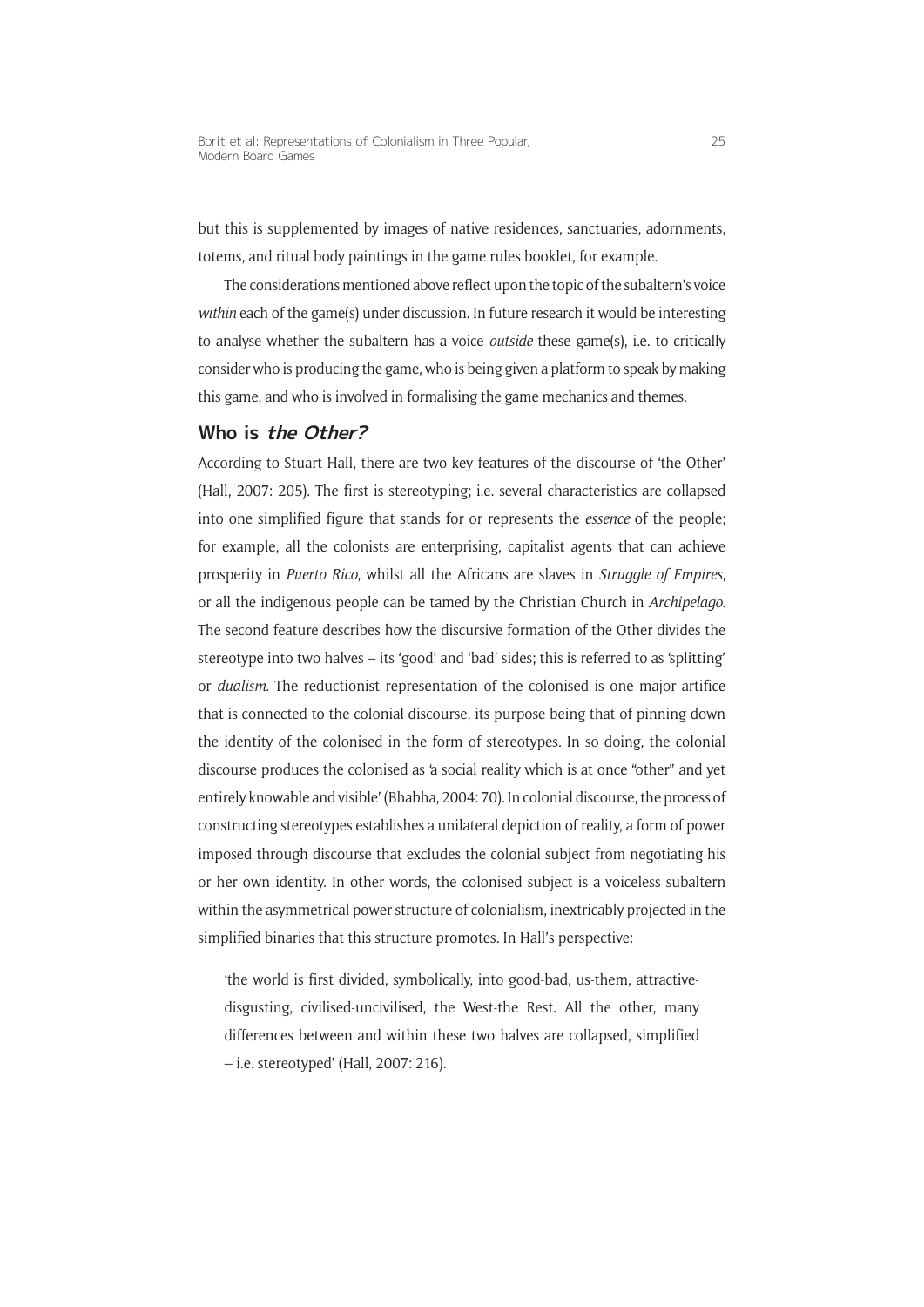but this is supplemented by images of native residences, sanctuaries, adornments, totems, and ritual body paintings in the game rules booklet, for example.

The considerations mentioned above reflect upon the topic of the subaltern's voice *within* each of the game(s) under discussion. In future research it would be interesting to analyse whether the subaltern has a voice *outside* these game(s), i.e. to critically consider who is producing the game, who is being given a platform to speak by making this game, and who is involved in formalising the game mechanics and themes.

## Who is *the Other?*

According to Stuart Hall, there are two key features of the discourse of 'the Other' (Hall, 2007: 205). The first is stereotyping; i.e. several characteristics are collapsed into one simplified figure that stands for or represents the *essence* of the people; for example, all the colonists are enterprising, capitalist agents that can achieve prosperity in *Puerto Rico*, whilst all the Africans are slaves in *Struggle of Empires*, or all the indigenous people can be tamed by the Christian Church in *Archipelago*. The second feature describes how the discursive formation of the Other divides the stereotype into two halves – its 'good' and 'bad' sides; this is referred to as 'splitting' or *dualism*. The reductionist representation of the colonised is one major artifice that is connected to the colonial discourse, its purpose being that of pinning down the identity of the colonised in the form of stereotypes. In so doing, the colonial discourse produces the colonised as 'a social reality which is at once "other" and yet entirely knowable and visible' (Bhabha, 2004: 70). In colonial discourse, the process of constructing stereotypes establishes a unilateral depiction of reality, a form of power imposed through discourse that excludes the colonial subject from negotiating his or her own identity. In other words, the colonised subject is a voiceless subaltern within the asymmetrical power structure of colonialism, inextricably projected in the simplified binaries that this structure promotes. In Hall's perspective:

> 'the world is first divided, symbolically, into good-bad, us-them, attractive-disgusting, civilised-uncivilised, the West-the Rest. All the other, many differences between and within these two halves are collapsed, simplified – i.e. stereotyped' (Hall, 2007: 216).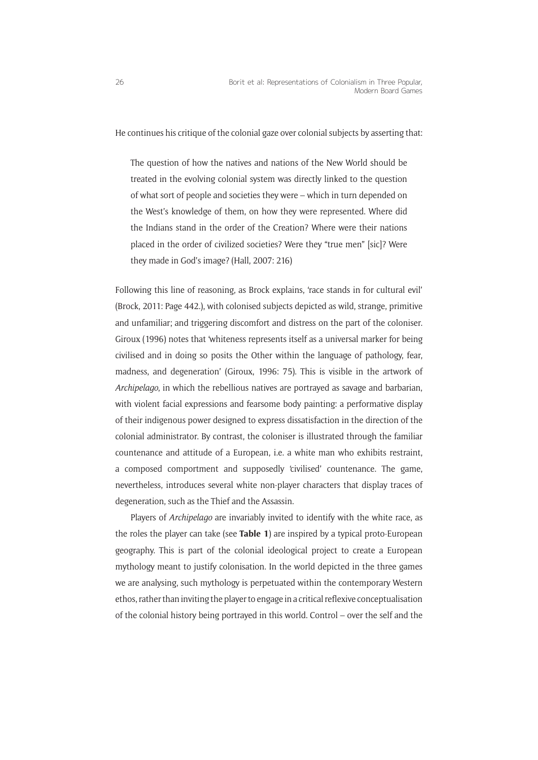He continues his critique of the colonial gaze over colonial subjects by asserting that:

> The question of how the natives and nations of the New World should be treated in the evolving colonial system was directly linked to the question of what sort of people and societies they were – which in turn depended on the West's knowledge of them, on how they were represented. Where did the Indians stand in the order of the Creation? Where were their nations placed in the order of civilized societies? Were they "true men" [sic]? Were they made in God's image? (Hall, 2007: 216)

Following this line of reasoning, as Brock explains, 'race stands in for cultural evil' (Brock, 2011: Page 442.), with colonised subjects depicted as wild, strange, primitive and unfamiliar; and triggering discomfort and distress on the part of the coloniser. Giroux (1996) notes that 'whiteness represents itself as a universal marker for being civilised and in doing so posits the Other within the language of pathology, fear, madness, and degeneration' (Giroux, 1996: 75). This is visible in the artwork of *Archipelago*, in which the rebellious natives are portrayed as savage and barbarian, with violent facial expressions and fearsome body painting: a performative display of their indigenous power designed to express dissatisfaction in the direction of the colonial administrator. By contrast, the coloniser is illustrated through the familiar countenance and attitude of a European, i.e. a white man who exhibits restraint, a composed comportment and supposedly 'civilised' countenance. The game, nevertheless, introduces several white non-player characters that display traces of degeneration, such as the Thief and the Assassin.

Players of *Archipelago* are invariably invited to identify with the white race, as the roles the player can take (see **Table 1**) are inspired by a typical proto-European geography. This is part of the colonial ideological project to create a European mythology meant to justify colonisation. In the world depicted in the three games we are analysing, such mythology is perpetuated within the contemporary Western ethos, rather than inviting the player to engage in a critical reflexive conceptualisation of the colonial history being portrayed in this world. Control – over the self and the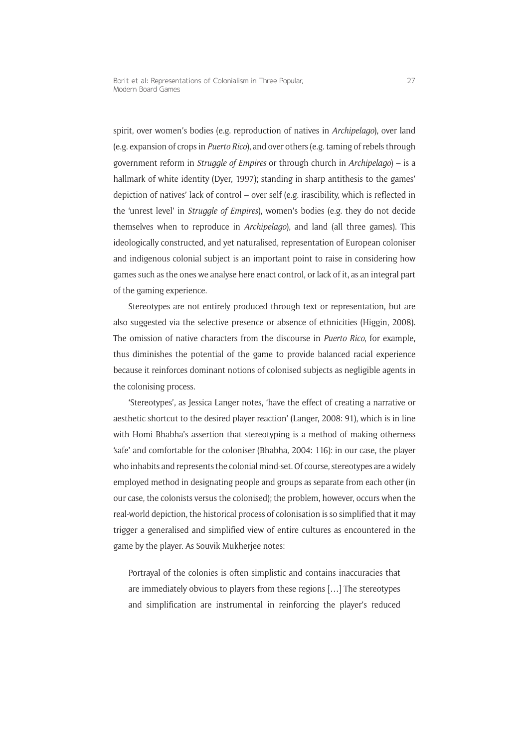spirit, over women's bodies (e.g. reproduction of natives in *Archipelago*), over land (e.g. expansion of crops in *Puerto Rico*), and over others (e.g. taming of rebels through government reform in *Struggle of Empires* or through church in *Archipelago*) – is a hallmark of white identity (Dyer, 1997); standing in sharp antithesis to the games' depiction of natives' lack of control – over self (e.g. irascibility, which is reflected in the 'unrest level' in *Struggle of Empires*), women's bodies (e.g. they do not decide themselves when to reproduce in *Archipelago*), and land (all three games). This ideologically constructed, and yet naturalised, representation of European coloniser and indigenous colonial subject is an important point to raise in considering how games such as the ones we analyse here enact control, or lack of it, as an integral part of the gaming experience.

Stereotypes are not entirely produced through text or representation, but are also suggested via the selective presence or absence of ethnicities (Higgin, 2008). The omission of native characters from the discourse in *Puerto Rico*, for example, thus diminishes the potential of the game to provide balanced racial experience because it reinforces dominant notions of colonised subjects as negligible agents in the colonising process.

'Stereotypes', as Jessica Langer notes, 'have the effect of creating a narrative or aesthetic shortcut to the desired player reaction' (Langer, 2008: 91), which is in line with Homi Bhabha's assertion that stereotyping is a method of making otherness 'safe' and comfortable for the coloniser (Bhabha, 2004: 116): in our case, the player who inhabits and represents the colonial mind-set. Of course, stereotypes are a widely employed method in designating people and groups as separate from each other (in our case, the colonists versus the colonised); the problem, however, occurs when the real-world depiction, the historical process of colonisation is so simplified that it may trigger a generalised and simplified view of entire cultures as encountered in the game by the player. As Souvik Mukherjee notes:

> Portrayal of the colonies is often simplistic and contains inaccuracies that are immediately obvious to players from these regions […] The stereotypes and simplification are instrumental in reinforcing the player's reduced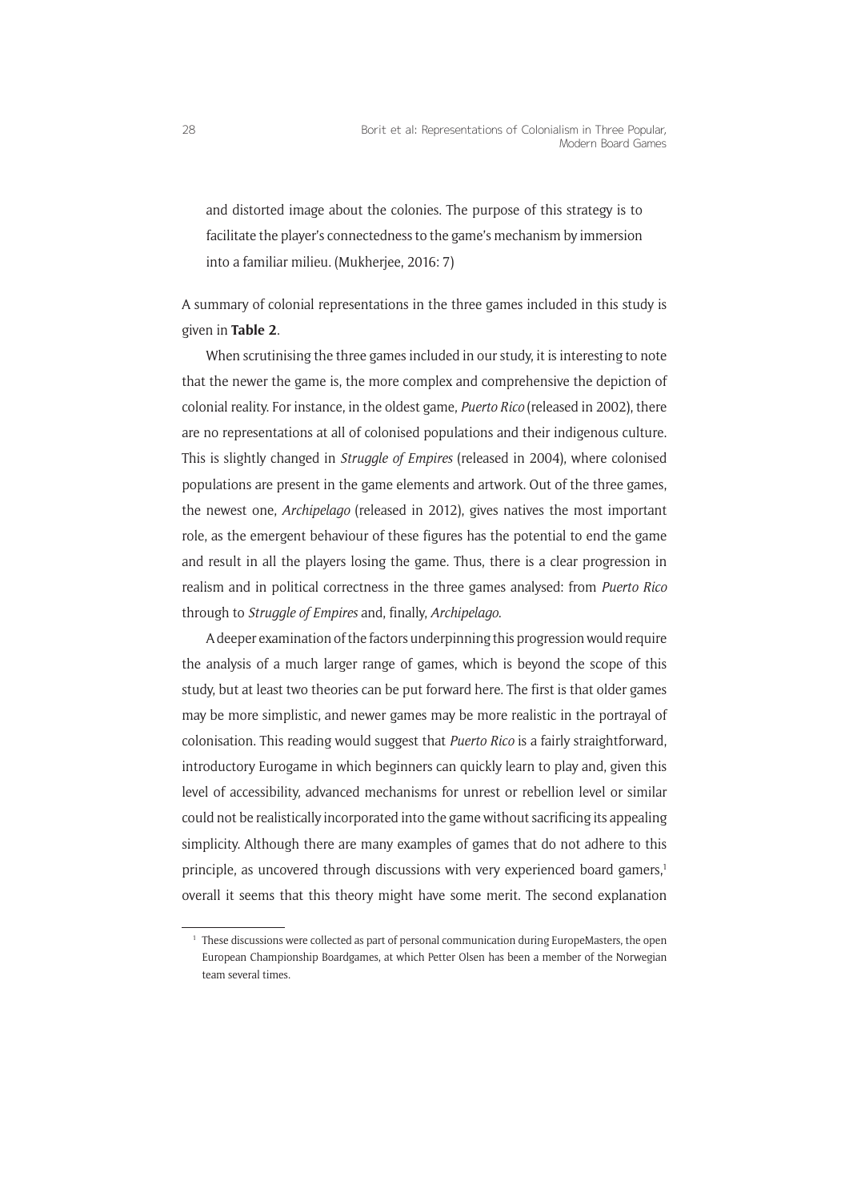and distorted image about the colonies. The purpose of this strategy is to facilitate the player's connectedness to the game's mechanism by immersion into a familiar milieu. (Mukherjee, 2016: 7)

A summary of colonial representations in the three games included in this study is given in **Table 2**.

When scrutinising the three games included in our study, it is interesting to note that the newer the game is, the more complex and comprehensive the depiction of colonial reality. For instance, in the oldest game, *Puerto Rico* (released in 2002), there are no representations at all of colonised populations and their indigenous culture. This is slightly changed in *Struggle of Empires* (released in 2004), where colonised populations are present in the game elements and artwork. Out of the three games, the newest one, *Archipelago* (released in 2012), gives natives the most important role, as the emergent behaviour of these figures has the potential to end the game and result in all the players losing the game. Thus, there is a clear progression in realism and in political correctness in the three games analysed: from *Puerto Rico* through to *Struggle of Empires* and, finally, *Archipelago*.

A deeper examination of the factors underpinning this progression would require the analysis of a much larger range of games, which is beyond the scope of this study, but at least two theories can be put forward here. The first is that older games may be more simplistic, and newer games may be more realistic in the portrayal of colonisation. This reading would suggest that *Puerto Rico* is a fairly straightforward, introductory Eurogame in which beginners can quickly learn to play and, given this level of accessibility, advanced mechanisms for unrest or rebellion level or similar could not be realistically incorporated into the game without sacrificing its appealing simplicity. Although there are many examples of games that do not adhere to this principle, as uncovered through discussions with very experienced board gamers,[1] overall it seems that this theory might have some merit. The second explanation

[1] These discussions were collected as part of personal communication during EuropeMasters, the open European Championship Boardgames, at which Petter Olsen has been a member of the Norwegian team several times.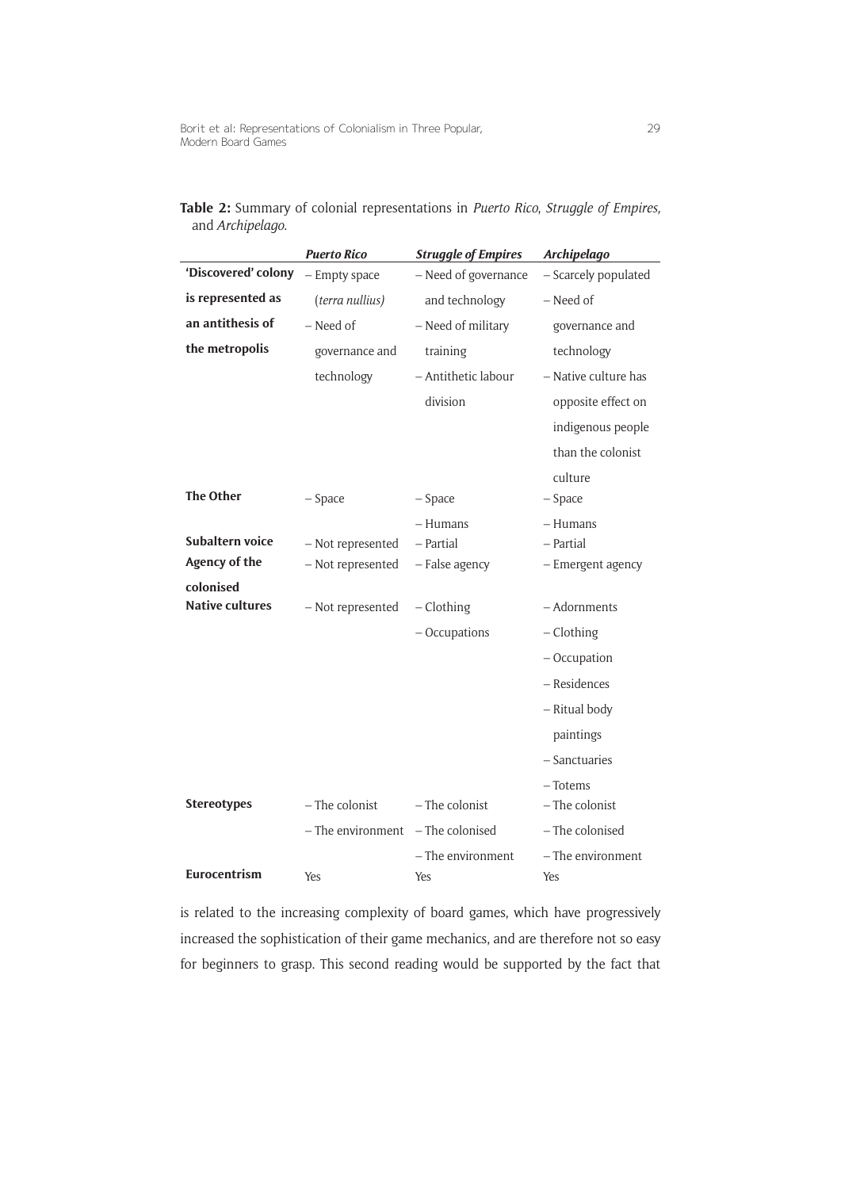**Table 2:** Summary of colonial representations in *Puerto Rico*, *Struggle of Empires*, and *Archipelago*.

| | *Puerto Rico* | *Struggle of Empires* | *Archipelago* |
|---|---|---|---|
| **'Discovered' colony is represented as an antithesis of the metropolis** | – Empty space (*terra nullius*)<br>– Need of governance and technology | – Need of governance and technology<br>– Need of military training<br>– Antithetic labour division | – Scarcely populated<br>– Need of governance and technology<br>– Native culture has opposite effect on indigenous people than the colonist culture |
| **The Other** | – Space | – Space<br>– Humans | – Space<br>– Humans |
| **Subaltern voice** | – Not represented | – Partial | – Partial |
| **Agency of the colonised** | – Not represented | – False agency | – Emergent agency |
| **Native cultures** | – Not represented | – Clothing<br>– Occupations | – Adornments<br>– Clothing<br>– Occupation<br>– Residences<br>– Ritual body paintings<br>– Sanctuaries<br>– Totems |
| **Stereotypes** | – The colonist<br>– The environment | – The colonist<br>– The colonised<br>– The environment | – The colonist<br>– The colonised<br>– The environment |
| **Eurocentrism** | Yes | Yes | Yes |

is related to the increasing complexity of board games, which have progressively increased the sophistication of their game mechanics, and are therefore not so easy for beginners to grasp. This second reading would be supported by the fact that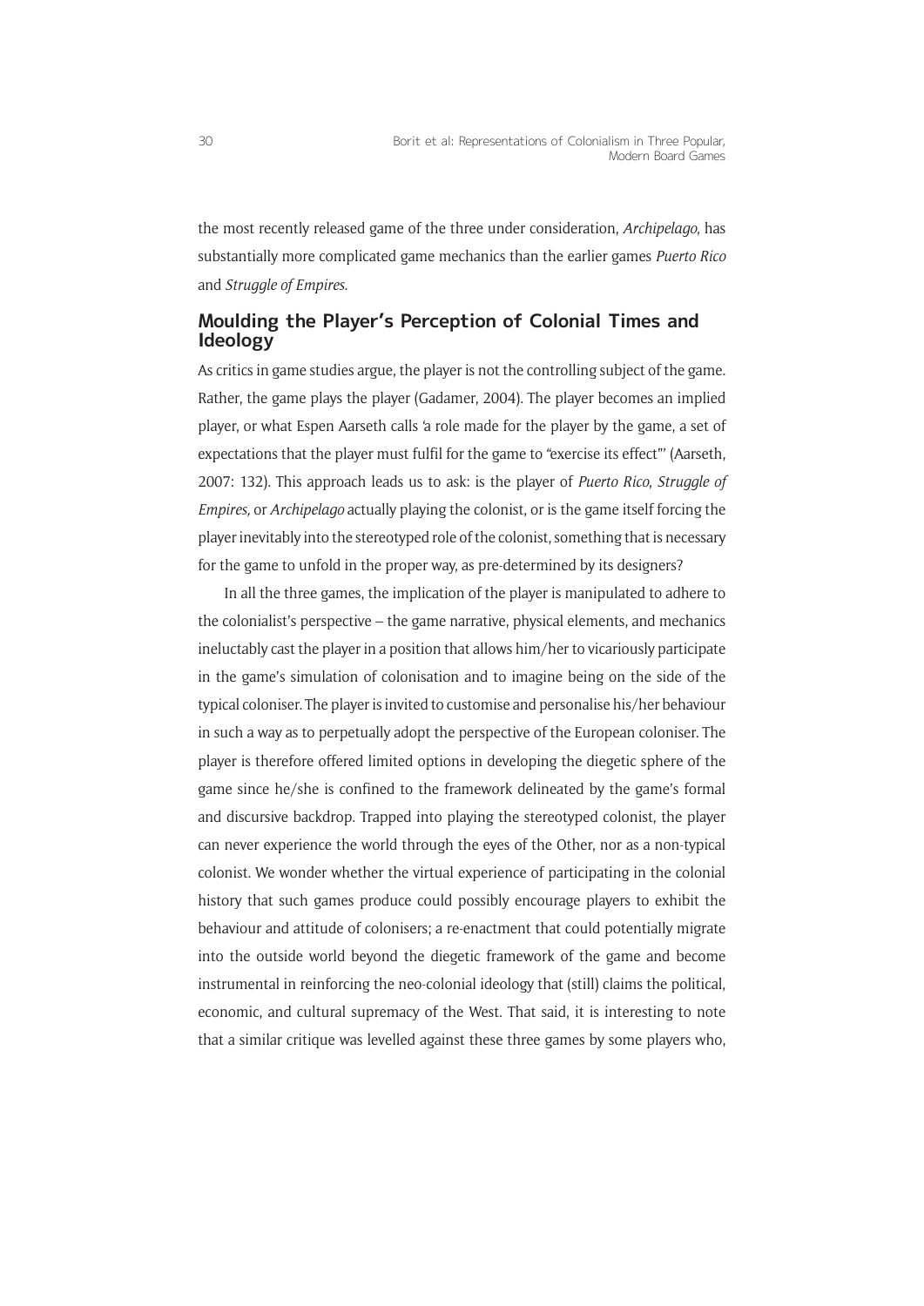the most recently released game of the three under consideration, *Archipelago*, has substantially more complicated game mechanics than the earlier games *Puerto Rico* and *Struggle of Empires*.

## Moulding the Player's Perception of Colonial Times and Ideology

As critics in game studies argue, the player is not the controlling subject of the game. Rather, the game plays the player (Gadamer, 2004). The player becomes an implied player, or what Espen Aarseth calls 'a role made for the player by the game, a set of expectations that the player must fulfil for the game to "exercise its effect"' (Aarseth, 2007: 132). This approach leads us to ask: is the player of *Puerto Rico*, *Struggle of Empires,* or *Archipelago* actually playing the colonist, or is the game itself forcing the player inevitably into the stereotyped role of the colonist, something that is necessary for the game to unfold in the proper way, as pre-determined by its designers?

In all the three games, the implication of the player is manipulated to adhere to the colonialist's perspective – the game narrative, physical elements, and mechanics ineluctably cast the player in a position that allows him/her to vicariously participate in the game's simulation of colonisation and to imagine being on the side of the typical coloniser. The player is invited to customise and personalise his/her behaviour in such a way as to perpetually adopt the perspective of the European coloniser. The player is therefore offered limited options in developing the diegetic sphere of the game since he/she is confined to the framework delineated by the game's formal and discursive backdrop. Trapped into playing the stereotyped colonist, the player can never experience the world through the eyes of the Other, nor as a non-typical colonist. We wonder whether the virtual experience of participating in the colonial history that such games produce could possibly encourage players to exhibit the behaviour and attitude of colonisers; a re-enactment that could potentially migrate into the outside world beyond the diegetic framework of the game and become instrumental in reinforcing the neo-colonial ideology that (still) claims the political, economic, and cultural supremacy of the West. That said, it is interesting to note that a similar critique was levelled against these three games by some players who,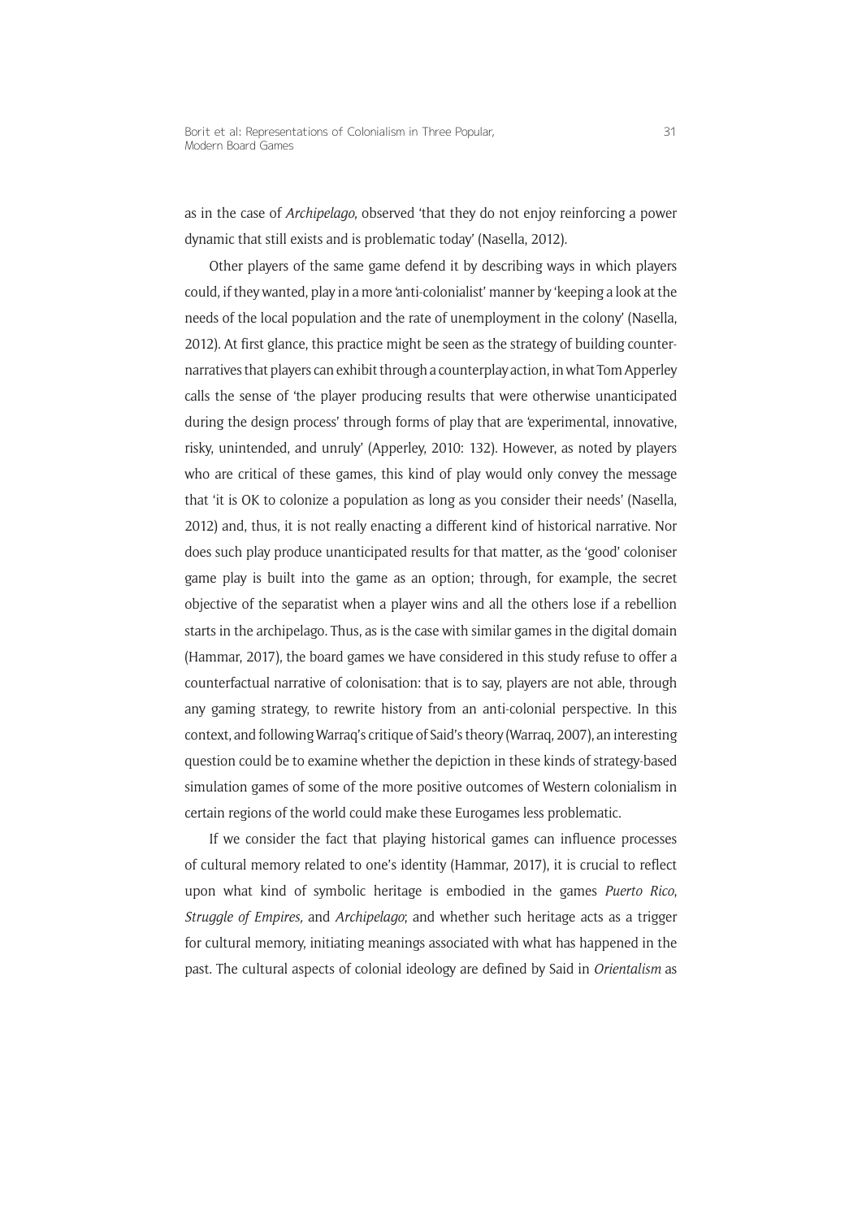as in the case of *Archipelago*, observed 'that they do not enjoy reinforcing a power dynamic that still exists and is problematic today' (Nasella, 2012).

Other players of the same game defend it by describing ways in which players could, if they wanted, play in a more 'anti-colonialist' manner by 'keeping a look at the needs of the local population and the rate of unemployment in the colony' (Nasella, 2012). At first glance, this practice might be seen as the strategy of building counter-narratives that players can exhibit through a counterplay action, in what Tom Apperley calls the sense of 'the player producing results that were otherwise unanticipated during the design process' through forms of play that are 'experimental, innovative, risky, unintended, and unruly' (Apperley, 2010: 132). However, as noted by players who are critical of these games, this kind of play would only convey the message that 'it is OK to colonize a population as long as you consider their needs' (Nasella, 2012) and, thus, it is not really enacting a different kind of historical narrative. Nor does such play produce unanticipated results for that matter, as the 'good' coloniser game play is built into the game as an option; through, for example, the secret objective of the separatist when a player wins and all the others lose if a rebellion starts in the archipelago. Thus, as is the case with similar games in the digital domain (Hammar, 2017), the board games we have considered in this study refuse to offer a counterfactual narrative of colonisation: that is to say, players are not able, through any gaming strategy, to rewrite history from an anti-colonial perspective. In this context, and following Warraq's critique of Said's theory (Warraq, 2007), an interesting question could be to examine whether the depiction in these kinds of strategy-based simulation games of some of the more positive outcomes of Western colonialism in certain regions of the world could make these Eurogames less problematic.

If we consider the fact that playing historical games can influence processes of cultural memory related to one's identity (Hammar, 2017), it is crucial to reflect upon what kind of symbolic heritage is embodied in the games *Puerto Rico*, *Struggle of Empires*, and *Archipelago*; and whether such heritage acts as a trigger for cultural memory, initiating meanings associated with what has happened in the past. The cultural aspects of colonial ideology are defined by Said in *Orientalism* as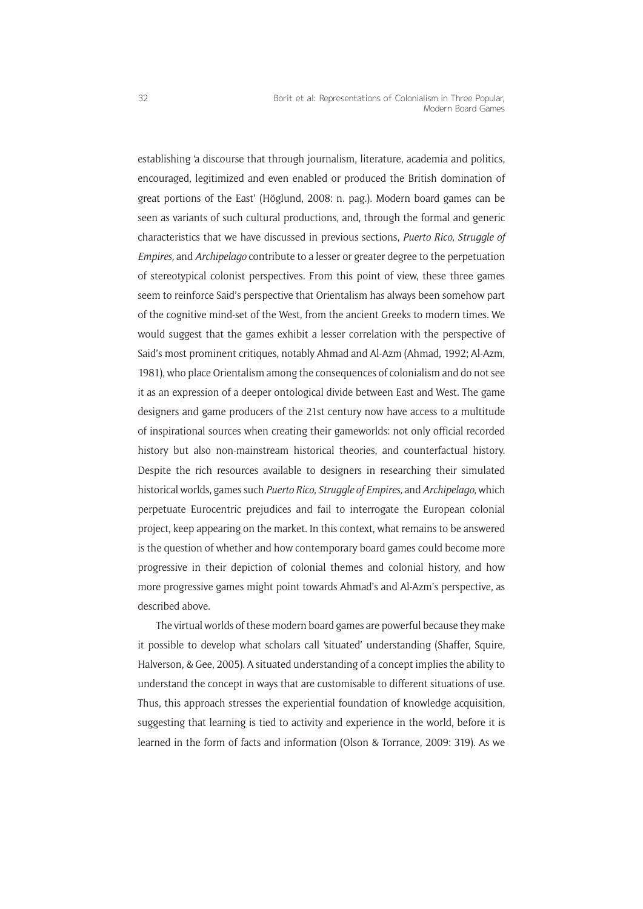establishing 'a discourse that through journalism, literature, academia and politics, encouraged, legitimized and even enabled or produced the British domination of great portions of the East' (Höglund, 2008: n. pag.). Modern board games can be seen as variants of such cultural productions, and, through the formal and generic characteristics that we have discussed in previous sections, *Puerto Rico*, *Struggle of Empires,* and *Archipelago* contribute to a lesser or greater degree to the perpetuation of stereotypical colonist perspectives. From this point of view, these three games seem to reinforce Said's perspective that Orientalism has always been somehow part of the cognitive mind-set of the West, from the ancient Greeks to modern times. We would suggest that the games exhibit a lesser correlation with the perspective of Said's most prominent critiques, notably Ahmad and Al-Azm (Ahmad, 1992; Al-Azm, 1981), who place Orientalism among the consequences of colonialism and do not see it as an expression of a deeper ontological divide between East and West. The game designers and game producers of the 21st century now have access to a multitude of inspirational sources when creating their gameworlds: not only official recorded history but also non-mainstream historical theories, and counterfactual history. Despite the rich resources available to designers in researching their simulated historical worlds, games such *Puerto Rico, Struggle of Empires,* and *Archipelago,* which perpetuate Eurocentric prejudices and fail to interrogate the European colonial project, keep appearing on the market. In this context, what remains to be answered is the question of whether and how contemporary board games could become more progressive in their depiction of colonial themes and colonial history, and how more progressive games might point towards Ahmad's and Al-Azm's perspective, as described above.

The virtual worlds of these modern board games are powerful because they make it possible to develop what scholars call 'situated' understanding (Shaffer, Squire, Halverson, & Gee, 2005). A situated understanding of a concept implies the ability to understand the concept in ways that are customisable to different situations of use. Thus, this approach stresses the experiential foundation of knowledge acquisition, suggesting that learning is tied to activity and experience in the world, before it is learned in the form of facts and information (Olson & Torrance, 2009: 319). As we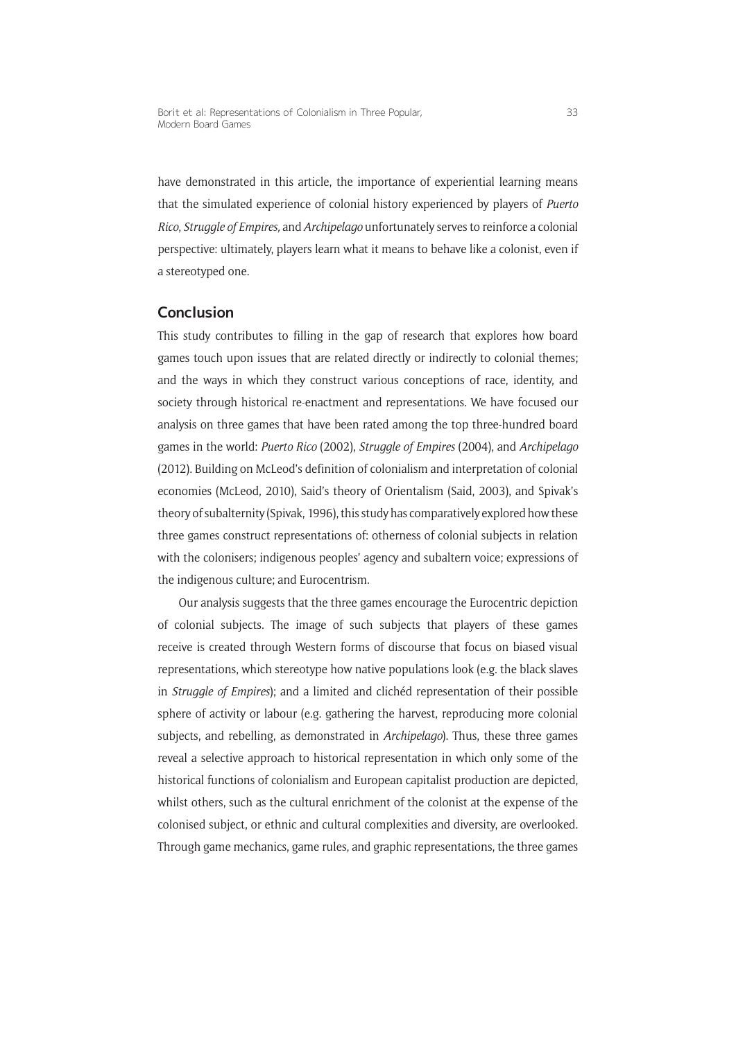have demonstrated in this article, the importance of experiential learning means that the simulated experience of colonial history experienced by players of *Puerto Rico*, *Struggle of Empires,* and *Archipelago* unfortunately serves to reinforce a colonial perspective: ultimately, players learn what it means to behave like a colonist, even if a stereotyped one.

## Conclusion

This study contributes to filling in the gap of research that explores how board games touch upon issues that are related directly or indirectly to colonial themes; and the ways in which they construct various conceptions of race, identity, and society through historical re-enactment and representations. We have focused our analysis on three games that have been rated among the top three-hundred board games in the world: *Puerto Rico* (2002), *Struggle of Empires* (2004), and *Archipelago* (2012). Building on McLeod's definition of colonialism and interpretation of colonial economies (McLeod, 2010), Said's theory of Orientalism (Said, 2003), and Spivak's theory of subalternity (Spivak, 1996), this study has comparatively explored how these three games construct representations of: otherness of colonial subjects in relation with the colonisers; indigenous peoples' agency and subaltern voice; expressions of the indigenous culture; and Eurocentrism.

Our analysis suggests that the three games encourage the Eurocentric depiction of colonial subjects. The image of such subjects that players of these games receive is created through Western forms of discourse that focus on biased visual representations, which stereotype how native populations look (e.g. the black slaves in *Struggle of Empires*); and a limited and clichéd representation of their possible sphere of activity or labour (e.g. gathering the harvest, reproducing more colonial subjects, and rebelling, as demonstrated in *Archipelago*). Thus, these three games reveal a selective approach to historical representation in which only some of the historical functions of colonialism and European capitalist production are depicted, whilst others, such as the cultural enrichment of the colonist at the expense of the colonised subject, or ethnic and cultural complexities and diversity, are overlooked. Through game mechanics, game rules, and graphic representations, the three games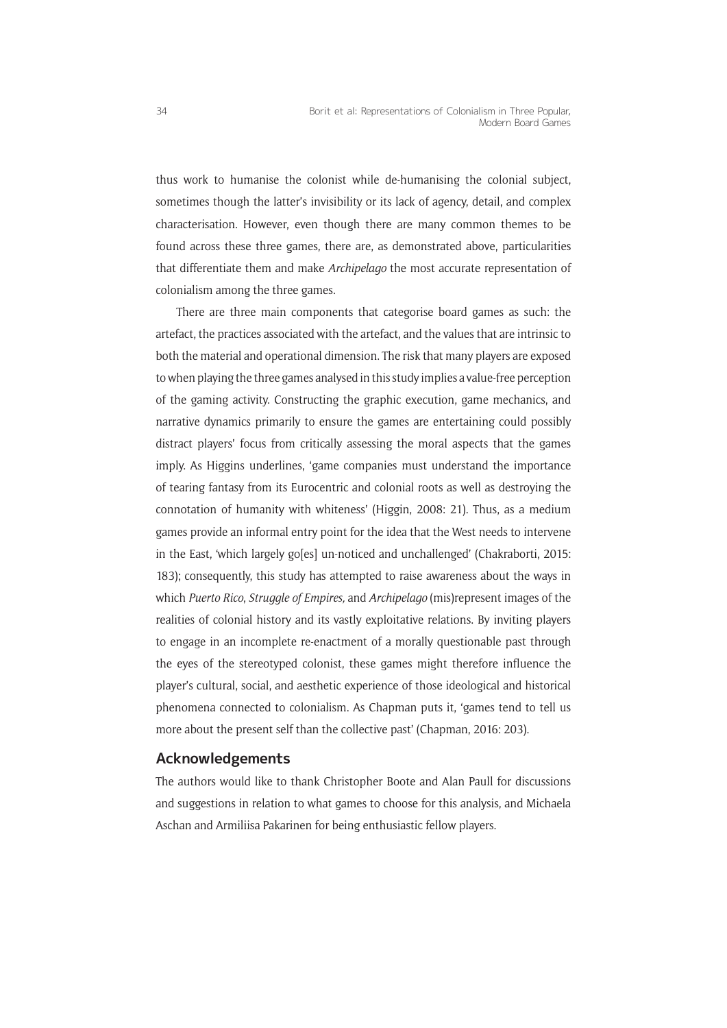thus work to humanise the colonist while de-humanising the colonial subject, sometimes though the latter's invisibility or its lack of agency, detail, and complex characterisation. However, even though there are many common themes to be found across these three games, there are, as demonstrated above, particularities that differentiate them and make *Archipelago* the most accurate representation of colonialism among the three games.

There are three main components that categorise board games as such: the artefact, the practices associated with the artefact, and the values that are intrinsic to both the material and operational dimension. The risk that many players are exposed to when playing the three games analysed in this study implies a value-free perception of the gaming activity. Constructing the graphic execution, game mechanics, and narrative dynamics primarily to ensure the games are entertaining could possibly distract players' focus from critically assessing the moral aspects that the games imply. As Higgins underlines, 'game companies must understand the importance of tearing fantasy from its Eurocentric and colonial roots as well as destroying the connotation of humanity with whiteness' (Higgin, 2008: 21). Thus, as a medium games provide an informal entry point for the idea that the West needs to intervene in the East, 'which largely go[es] un-noticed and unchallenged' (Chakraborti, 2015: 183); consequently, this study has attempted to raise awareness about the ways in which *Puerto Rico*, *Struggle of Empires,* and *Archipelago* (mis)represent images of the realities of colonial history and its vastly exploitative relations. By inviting players to engage in an incomplete re-enactment of a morally questionable past through the eyes of the stereotyped colonist, these games might therefore influence the player's cultural, social, and aesthetic experience of those ideological and historical phenomena connected to colonialism. As Chapman puts it, 'games tend to tell us more about the present self than the collective past' (Chapman, 2016: 203).

## Acknowledgements

The authors would like to thank Christopher Boote and Alan Paull for discussions and suggestions in relation to what games to choose for this analysis, and Michaela Aschan and Armiliisa Pakarinen for being enthusiastic fellow players.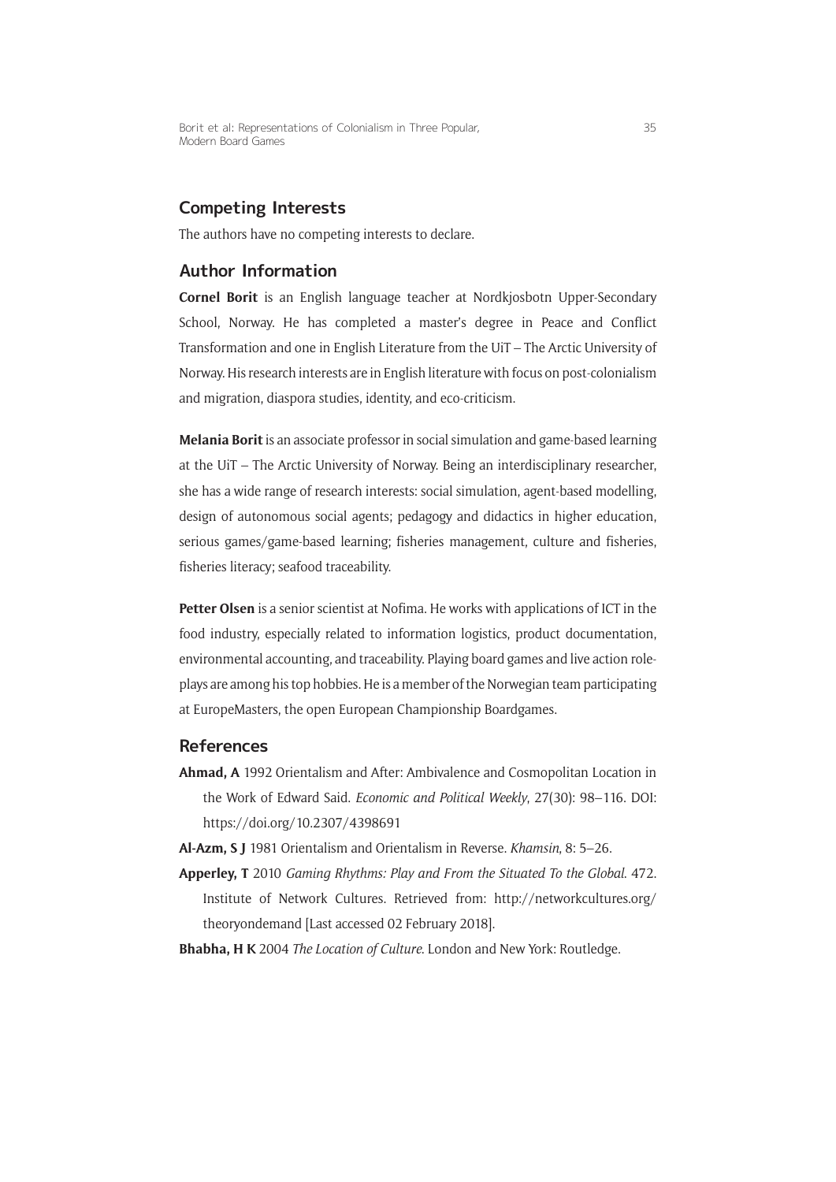## Competing Interests

The authors have no competing interests to declare.

## Author Information

**Cornel Borit** is an English language teacher at Nordkjosbotn Upper-Secondary School, Norway. He has completed a master's degree in Peace and Conflict Transformation and one in English Literature from the UiT – The Arctic University of Norway. His research interests are in English literature with focus on post-colonialism and migration, diaspora studies, identity, and eco-criticism.

**Melania Borit** is an associate professor in social simulation and game-based learning at the UiT – The Arctic University of Norway. Being an interdisciplinary researcher, she has a wide range of research interests: social simulation, agent-based modelling, design of autonomous social agents; pedagogy and didactics in higher education, serious games/game-based learning; fisheries management, culture and fisheries, fisheries literacy; seafood traceability.

**Petter Olsen** is a senior scientist at Nofima. He works with applications of ICT in the food industry, especially related to information logistics, product documentation, environmental accounting, and traceability. Playing board games and live action role-plays are among his top hobbies. He is a member of the Norwegian team participating at EuropeMasters, the open European Championship Boardgames.

## References

**Ahmad, A** 1992 Orientalism and After: Ambivalence and Cosmopolitan Location in the Work of Edward Said. *Economic and Political Weekly*, 27(30): 98–116. DOI: https://doi.org/10.2307/4398691

**Al-Azm, S J** 1981 Orientalism and Orientalism in Reverse. *Khamsin*, 8: 5–26.

**Apperley, T** 2010 *Gaming Rhythms: Play and From the Situated To the Global*. 472. Institute of Network Cultures. Retrieved from: http://networkcultures.org/theoryondemand [Last accessed 02 February 2018].

**Bhabha, H K** 2004 *The Location of Culture*. London and New York: Routledge.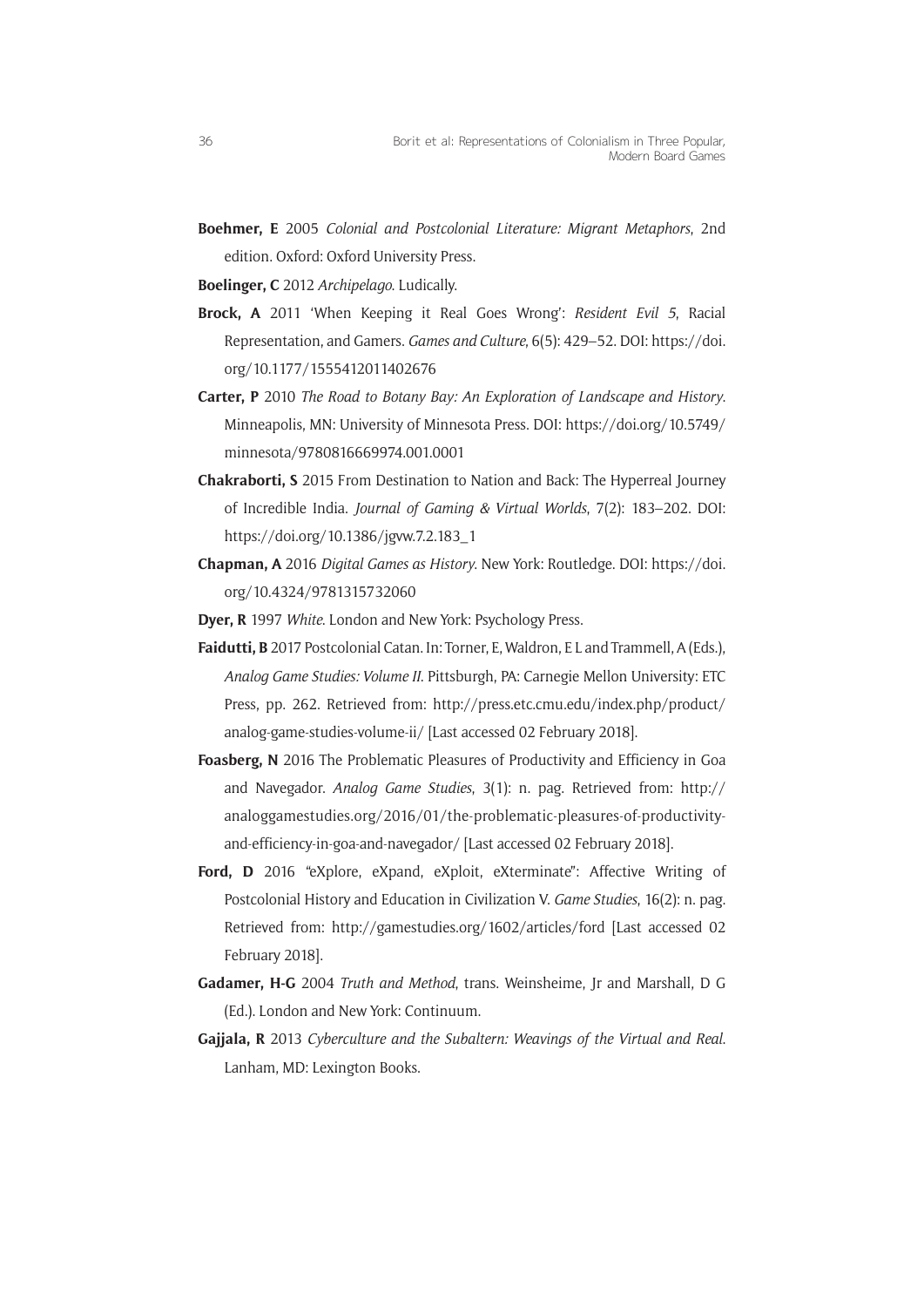**Boehmer, E** 2005 *Colonial and Postcolonial Literature: Migrant Metaphors*, 2nd edition. Oxford: Oxford University Press.

**Boelinger, C** 2012 *Archipelago*. Ludically.

**Brock, A** 2011 'When Keeping it Real Goes Wrong': *Resident Evil 5*, Racial Representation, and Gamers. *Games and Culture*, 6(5): 429–52. DOI: https://doi.org/10.1177/1555412011402676

**Carter, P** 2010 *The Road to Botany Bay: An Exploration of Landscape and History*. Minneapolis, MN: University of Minnesota Press. DOI: https://doi.org/10.5749/minnesota/9780816669974.001.0001

**Chakraborti, S** 2015 From Destination to Nation and Back: The Hyperreal Journey of Incredible India. *Journal of Gaming & Virtual Worlds*, 7(2): 183–202. DOI: https://doi.org/10.1386/jgvw.7.2.183_1

**Chapman, A** 2016 *Digital Games as History*. New York: Routledge. DOI: https://doi.org/10.4324/9781315732060

**Dyer, R** 1997 *White*. London and New York: Psychology Press.

**Faidutti, B** 2017 Postcolonial Catan. In: Torner, E, Waldron, E L and Trammell, A (Eds.), *Analog Game Studies: Volume II*. Pittsburgh, PA: Carnegie Mellon University: ETC Press, pp. 262. Retrieved from: http://press.etc.cmu.edu/index.php/product/analog-game-studies-volume-ii/ [Last accessed 02 February 2018].

**Foasberg, N** 2016 The Problematic Pleasures of Productivity and Efficiency in Goa and Navegador. *Analog Game Studies*, 3(1): n. pag. Retrieved from: http://analoggamestudies.org/2016/01/the-problematic-pleasures-of-productivity-and-efficiency-in-goa-and-navegador/ [Last accessed 02 February 2018].

**Ford, D** 2016 "eXplore, eXpand, eXploit, eXterminate": Affective Writing of Postcolonial History and Education in Civilization V. *Game Studies*, 16(2): n. pag. Retrieved from: http://gamestudies.org/1602/articles/ford [Last accessed 02 February 2018].

**Gadamer, H-G** 2004 *Truth and Method*, trans. Weinsheime, Jr and Marshall, D G (Ed.). London and New York: Continuum.

**Gajjala, R** 2013 *Cyberculture and the Subaltern: Weavings of the Virtual and Real*. Lanham, MD: Lexington Books.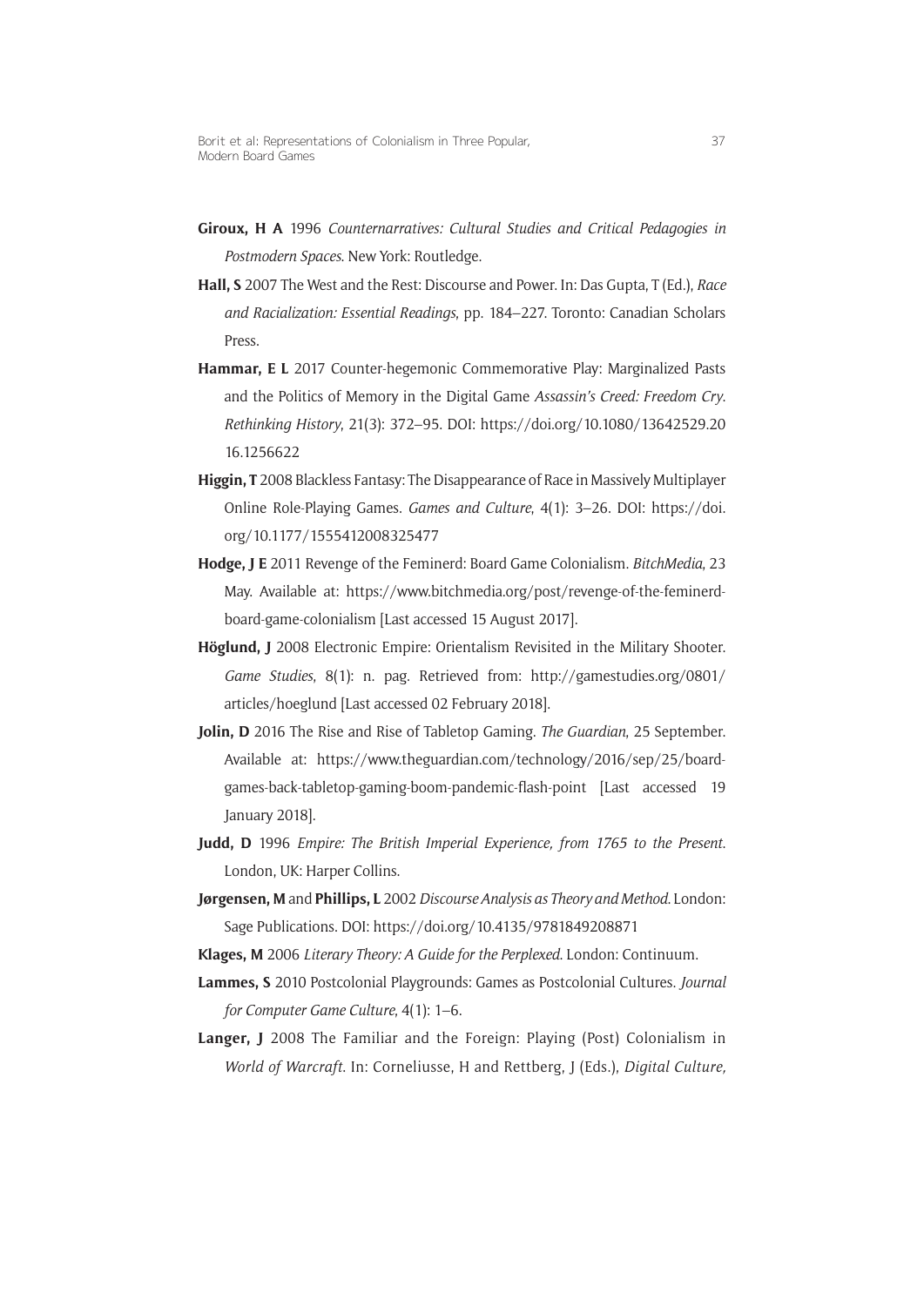**Giroux, H A** 1996 *Counternarratives: Cultural Studies and Critical Pedagogies in Postmodern Spaces*. New York: Routledge.

**Hall, S** 2007 The West and the Rest: Discourse and Power. In: Das Gupta, T (Ed.), *Race and Racialization: Essential Readings*, pp. 184–227. Toronto: Canadian Scholars Press.

**Hammar, E L** 2017 Counter-hegemonic Commemorative Play: Marginalized Pasts and the Politics of Memory in the Digital Game *Assassin's Creed: Freedom Cry*. *Rethinking History*, 21(3): 372–95. DOI: https://doi.org/10.1080/13642529.2016.1256622

**Higgin, T** 2008 Blackless Fantasy: The Disappearance of Race in Massively Multiplayer Online Role-Playing Games. *Games and Culture*, 4(1): 3–26. DOI: https://doi.org/10.1177/1555412008325477

**Hodge, J E** 2011 Revenge of the Feminerd: Board Game Colonialism. *BitchMedia*, 23 May. Available at: https://www.bitchmedia.org/post/revenge-of-the-feminerd-board-game-colonialism [Last accessed 15 August 2017].

**Höglund, J** 2008 Electronic Empire: Orientalism Revisited in the Military Shooter. *Game Studies*, 8(1): n. pag. Retrieved from: http://gamestudies.org/0801/articles/hoeglund [Last accessed 02 February 2018].

**Jolin, D** 2016 The Rise and Rise of Tabletop Gaming. *The Guardian*, 25 September. Available at: https://www.theguardian.com/technology/2016/sep/25/board-games-back-tabletop-gaming-boom-pandemic-flash-point [Last accessed 19 January 2018].

**Judd, D** 1996 *Empire: The British Imperial Experience, from 1765 to the Present*. London, UK: Harper Collins.

**Jørgensen, M** and **Phillips, L** 2002 *Discourse Analysis as Theory and Method*. London: Sage Publications. DOI: https://doi.org/10.4135/9781849208871

**Klages, M** 2006 *Literary Theory: A Guide for the Perplexed*. London: Continuum.

**Lammes, S** 2010 Postcolonial Playgrounds: Games as Postcolonial Cultures. *Journal for Computer Game Culture*, 4(1): 1–6.

**Langer, J** 2008 The Familiar and the Foreign: Playing (Post) Colonialism in *World of Warcraft*. In: Corneliusse, H and Rettberg, J (Eds.), *Digital Culture,*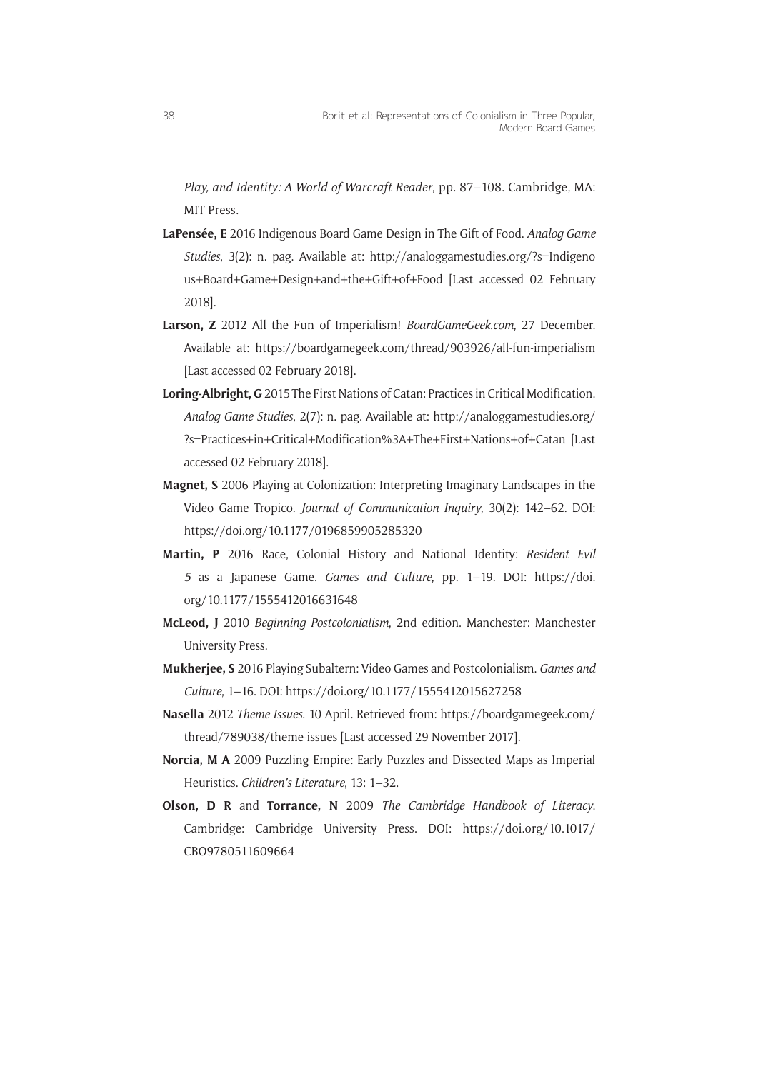*Play, and Identity: A World of Warcraft Reader*, pp. 87–108. Cambridge, MA: MIT Press.

**LaPensée, E** 2016 Indigenous Board Game Design in The Gift of Food. *Analog Game Studies*, 3(2): n. pag. Available at: http://analoggamestudies.org/?s=Indigenous+Board+Game+Design+and+the+Gift+of+Food [Last accessed 02 February 2018].

**Larson, Z** 2012 All the Fun of Imperialism! *BoardGameGeek.com*, 27 December. Available at: https://boardgamegeek.com/thread/903926/all-fun-imperialism [Last accessed 02 February 2018].

**Loring-Albright, G** 2015 The First Nations of Catan: Practices in Critical Modification. *Analog Game Studies*, 2(7): n. pag. Available at: http://analoggamestudies.org/?s=Practices+in+Critical+Modification%3A+The+First+Nations+of+Catan [Last accessed 02 February 2018].

**Magnet, S** 2006 Playing at Colonization: Interpreting Imaginary Landscapes in the Video Game Tropico. *Journal of Communication Inquiry*, 30(2): 142–62. DOI: https://doi.org/10.1177/0196859905285320

**Martin, P** 2016 Race, Colonial History and National Identity: *Resident Evil 5* as a Japanese Game. *Games and Culture*, pp. 1–19. DOI: https://doi.org/10.1177/1555412016631648

**McLeod, J** 2010 *Beginning Postcolonialism*, 2nd edition. Manchester: Manchester University Press.

**Mukherjee, S** 2016 Playing Subaltern: Video Games and Postcolonialism. *Games and Culture*, 1–16. DOI: https://doi.org/10.1177/1555412015627258

**Nasella** 2012 *Theme Issues.* 10 April. Retrieved from: https://boardgamegeek.com/thread/789038/theme-issues [Last accessed 29 November 2017].

**Norcia, M A** 2009 Puzzling Empire: Early Puzzles and Dissected Maps as Imperial Heuristics. *Children's Literature*, 13: 1–32.

**Olson, D R** and **Torrance, N** 2009 *The Cambridge Handbook of Literacy*. Cambridge: Cambridge University Press. DOI: https://doi.org/10.1017/CBO9780511609664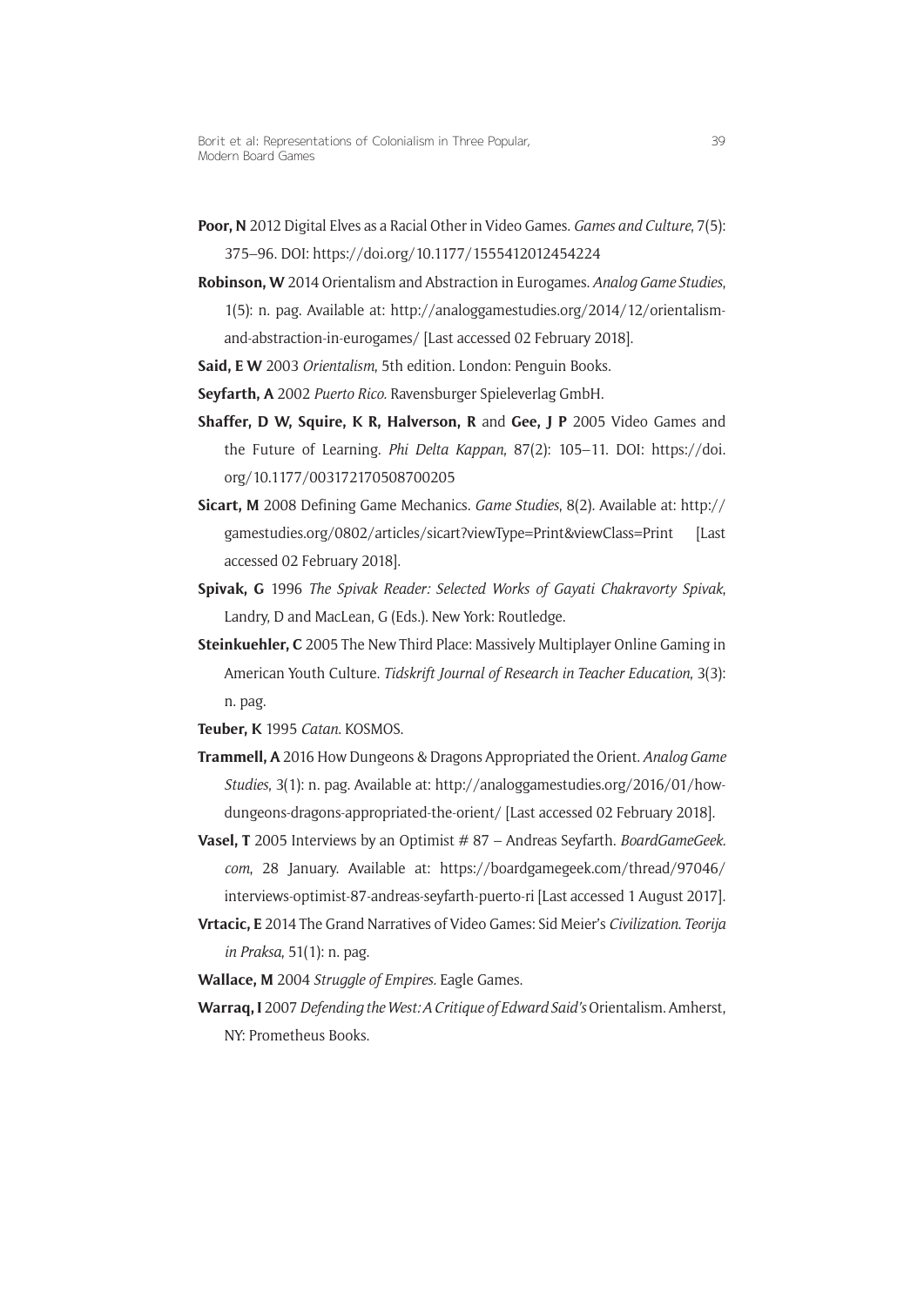**Poor, N** 2012 Digital Elves as a Racial Other in Video Games. *Games and Culture*, 7(5): 375–96. DOI: https://doi.org/10.1177/1555412012454224

**Robinson, W** 2014 Orientalism and Abstraction in Eurogames. *Analog Game Studies*, 1(5): n. pag. Available at: http://analoggamestudies.org/2014/12/orientalism-and-abstraction-in-eurogames/ [Last accessed 02 February 2018].

**Said, E W** 2003 *Orientalism*, 5th edition. London: Penguin Books.

**Seyfarth, A** 2002 *Puerto Rico.* Ravensburger Spieleverlag GmbH.

**Shaffer, D W, Squire, K R, Halverson, R** and **Gee, J P** 2005 Video Games and the Future of Learning. *Phi Delta Kappan*, 87(2): 105–11. DOI: https://doi.org/10.1177/003172170508700205

**Sicart, M** 2008 Defining Game Mechanics. *Game Studies*, 8(2). Available at: http://gamestudies.org/0802/articles/sicart?viewType=Print&viewClass=Print [Last accessed 02 February 2018].

**Spivak, G** 1996 *The Spivak Reader: Selected Works of Gayati Chakravorty Spivak*, Landry, D and MacLean, G (Eds.). New York: Routledge.

**Steinkuehler, C** 2005 The New Third Place: Massively Multiplayer Online Gaming in American Youth Culture. *Tidskrift Journal of Research in Teacher Education*, 3(3): n. pag.

**Teuber, K** 1995 *Catan*. KOSMOS.

**Trammell, A** 2016 How Dungeons & Dragons Appropriated the Orient. *Analog Game Studies*, 3(1): n. pag. Available at: http://analoggamestudies.org/2016/01/how-dungeons-dragons-appropriated-the-orient/ [Last accessed 02 February 2018].

**Vasel, T** 2005 Interviews by an Optimist # 87 – Andreas Seyfarth. *BoardGameGeek.com*, 28 January. Available at: https://boardgamegeek.com/thread/97046/interviews-optimist-87-andreas-seyfarth-puerto-ri [Last accessed 1 August 2017].

**Vrtacic, E** 2014 The Grand Narratives of Video Games: Sid Meier's *Civilization*. *Teorija in Praksa*, 51(1): n. pag.

**Wallace, M** 2004 *Struggle of Empires.* Eagle Games.

**Warraq, I** 2007 *Defending the West: A Critique of Edward Said's* Orientalism. Amherst, NY: Prometheus Books.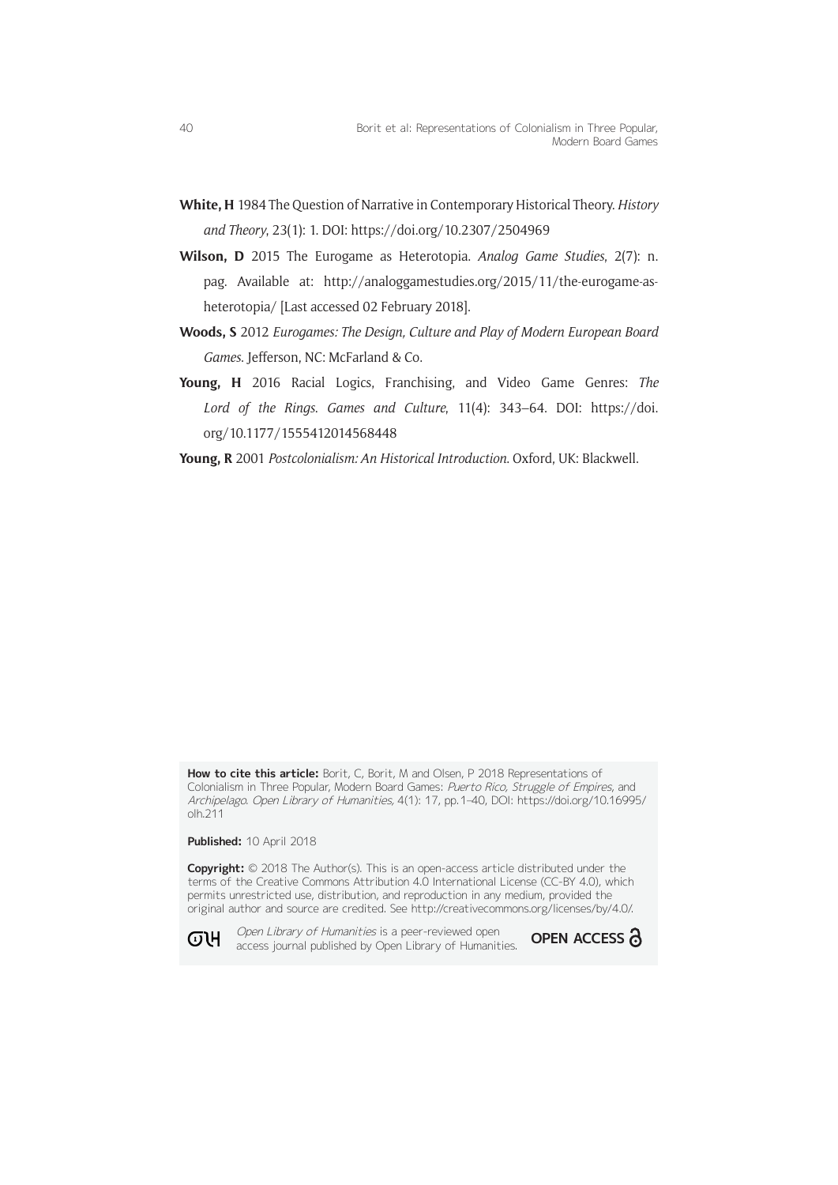**White, H** 1984 The Question of Narrative in Contemporary Historical Theory. *History and Theory*, 23(1): 1. DOI: https://doi.org/10.2307/2504969

**Wilson, D** 2015 The Eurogame as Heterotopia. *Analog Game Studies*, 2(7): n. pag. Available at: http://analoggamestudies.org/2015/11/the-eurogame-as-heterotopia/ [Last accessed 02 February 2018].

**Woods, S** 2012 *Eurogames: The Design, Culture and Play of Modern European Board Games*. Jefferson, NC: McFarland & Co.

**Young, H** 2016 Racial Logics, Franchising, and Video Game Genres: *The Lord of the Rings*. *Games and Culture*, 11(4): 343–64. DOI: https://doi.org/10.1177/1555412014568448

**Young, R** 2001 *Postcolonialism: An Historical Introduction*. Oxford, UK: Blackwell.

**How to cite this article:** Borit, C, Borit, M and Olsen, P 2018 Representations of Colonialism in Three Popular, Modern Board Games: *Puerto Rico, Struggle of Empires*, and *Archipelago*. *Open Library of Humanities*, 4(1): 17, pp. 1–40, DOI: https://doi.org/10.16995/olh.211

**Published:** 10 April 2018

**Copyright:** © 2018 The Author(s). This is an open-access article distributed under the terms of the Creative Commons Attribution 4.0 International License (CC-BY 4.0), which permits unrestricted use, distribution, and reproduction in any medium, provided the original author and source are credited. See http://creativecommons.org/licenses/by/4.0/.

*Open Library of Humanities* is a peer-reviewed open access journal published by Open Library of Humanities.

OPEN ACCESS